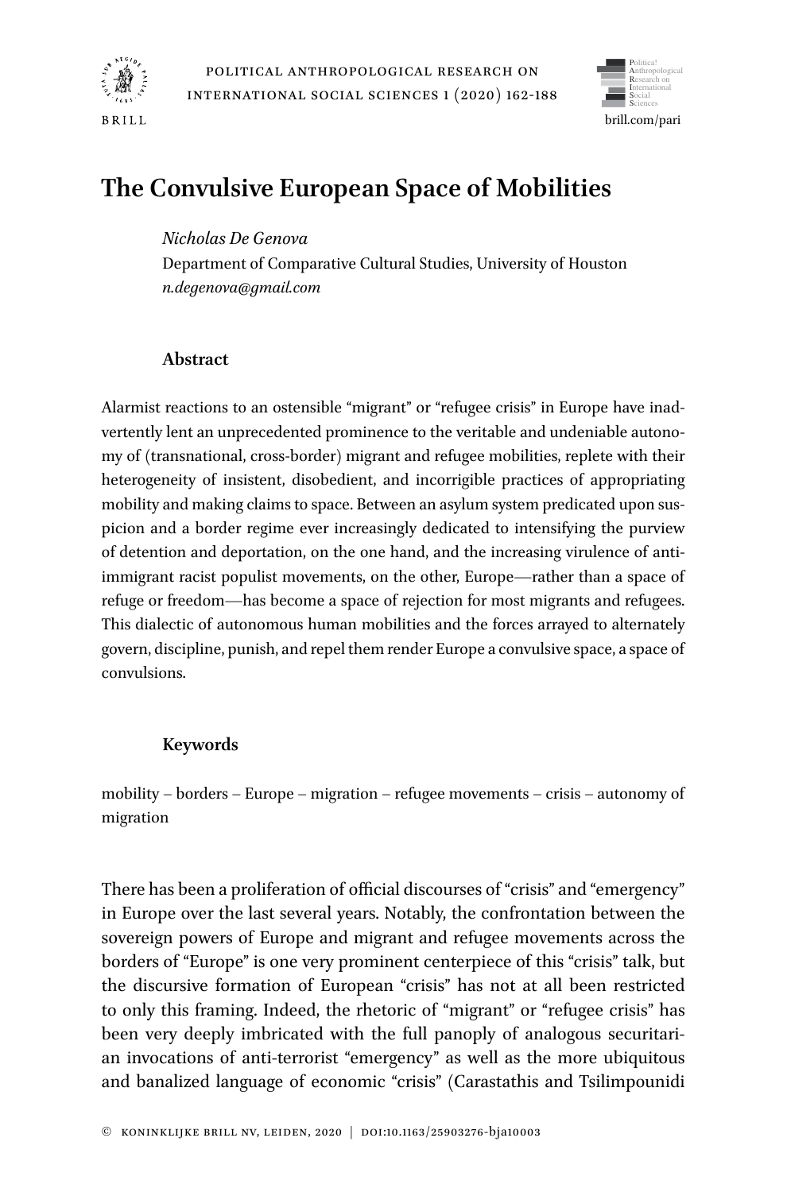# The Convulsive European Space of Mobilities

*Nicholas De Genova*
Department of Comparative Cultural Studies, University of Houston
*n.degenova@gmail.com*

## Abstract

Alarmist reactions to an ostensible "migrant" or "refugee crisis" in Europe have inadvertently lent an unprecedented prominence to the veritable and undeniable autonomy of (transnational, cross-border) migrant and refugee mobilities, replete with their heterogeneity of insistent, disobedient, and incorrigible practices of appropriating mobility and making claims to space. Between an asylum system predicated upon suspicion and a border regime ever increasingly dedicated to intensifying the purview of detention and deportation, on the one hand, and the increasing virulence of anti-immigrant racist populist movements, on the other, Europe—rather than a space of refuge or freedom—has become a space of rejection for most migrants and refugees. This dialectic of autonomous human mobilities and the forces arrayed to alternately govern, discipline, punish, and repel them render Europe a convulsive space, a space of convulsions.

## Keywords

mobility – borders – Europe – migration – refugee movements – crisis – autonomy of migration

There has been a proliferation of official discourses of "crisis" and "emergency" in Europe over the last several years. Notably, the confrontation between the sovereign powers of Europe and migrant and refugee movements across the borders of "Europe" is one very prominent centerpiece of this "crisis" talk, but the discursive formation of European "crisis" has not at all been restricted to only this framing. Indeed, the rhetoric of "migrant" or "refugee crisis" has been very deeply imbricated with the full panoply of analogous securitarian invocations of anti-terrorist "emergency" as well as the more ubiquitous and banalized language of economic "crisis" (Carastathis and Tsilimpounidi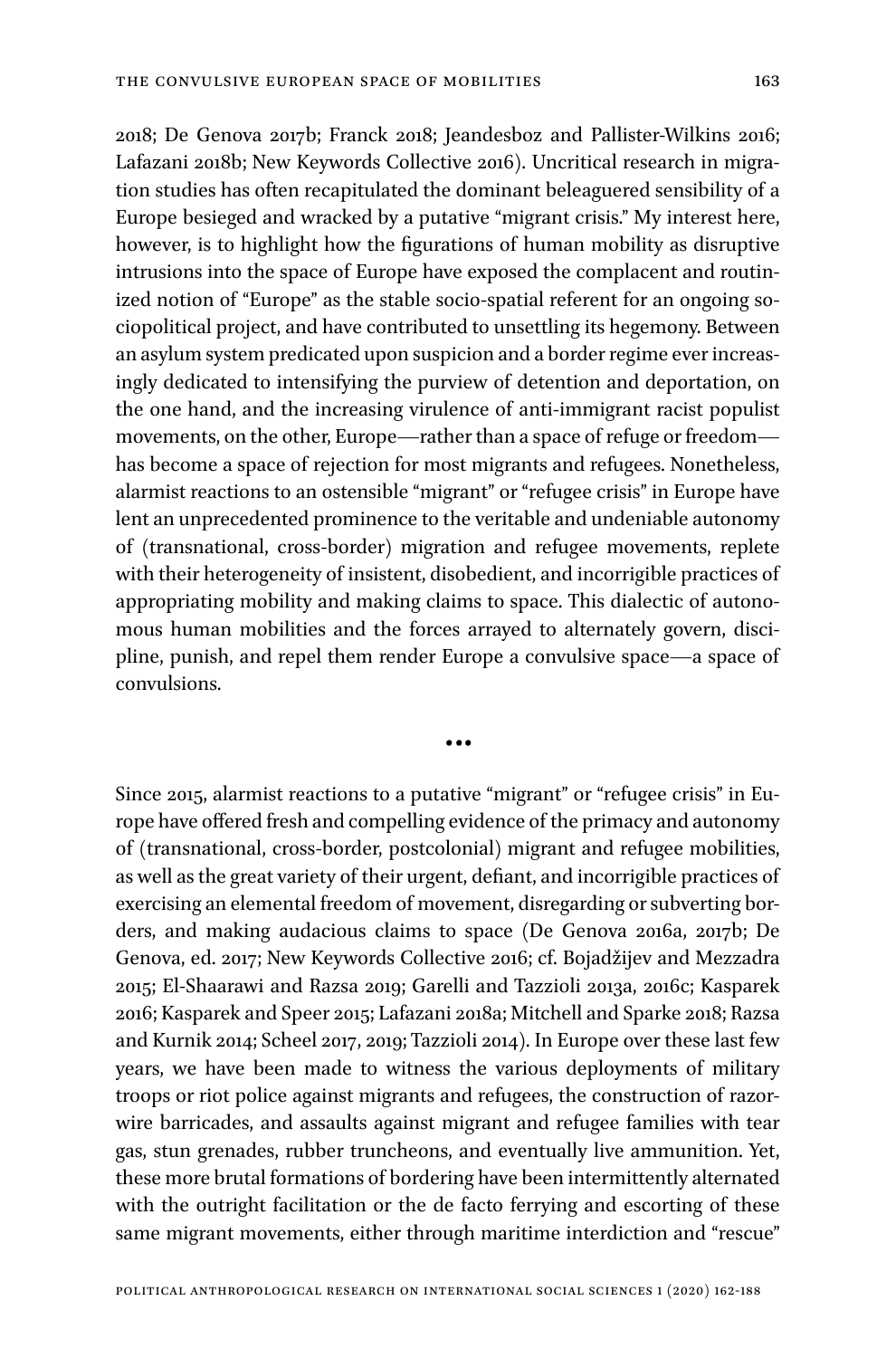2018; De Genova 2017b; Franck 2018; Jeandesboz and Pallister-Wilkins 2016; Lafazani 2018b; New Keywords Collective 2016). Uncritical research in migration studies has often recapitulated the dominant beleaguered sensibility of a Europe besieged and wracked by a putative "migrant crisis." My interest here, however, is to highlight how the figurations of human mobility as disruptive intrusions into the space of Europe have exposed the complacent and routinized notion of "Europe" as the stable socio-spatial referent for an ongoing sociopolitical project, and have contributed to unsettling its hegemony. Between an asylum system predicated upon suspicion and a border regime ever increasingly dedicated to intensifying the purview of detention and deportation, on the one hand, and the increasing virulence of anti-immigrant racist populist movements, on the other, Europe—rather than a space of refuge or freedom—has become a space of rejection for most migrants and refugees. Nonetheless, alarmist reactions to an ostensible "migrant" or "refugee crisis" in Europe have lent an unprecedented prominence to the veritable and undeniable autonomy of (transnational, cross-border) migration and refugee movements, replete with their heterogeneity of insistent, disobedient, and incorrigible practices of appropriating mobility and making claims to space. This dialectic of autonomous human mobilities and the forces arrayed to alternately govern, discipline, punish, and repel them render Europe a convulsive space—a space of convulsions.

•••

Since 2015, alarmist reactions to a putative "migrant" or "refugee crisis" in Europe have offered fresh and compelling evidence of the primacy and autonomy of (transnational, cross-border, postcolonial) migrant and refugee mobilities, as well as the great variety of their urgent, defiant, and incorrigible practices of exercising an elemental freedom of movement, disregarding or subverting borders, and making audacious claims to space (De Genova 2016a, 2017b; De Genova, ed. 2017; New Keywords Collective 2016; cf. Bojadžijev and Mezzadra 2015; El-Shaarawi and Razsa 2019; Garelli and Tazzioli 2013a, 2016c; Kasparek 2016; Kasparek and Speer 2015; Lafazani 2018a; Mitchell and Sparke 2018; Razsa and Kurnik 2014; Scheel 2017, 2019; Tazzioli 2014). In Europe over these last few years, we have been made to witness the various deployments of military troops or riot police against migrants and refugees, the construction of razor-wire barricades, and assaults against migrant and refugee families with tear gas, stun grenades, rubber truncheons, and eventually live ammunition. Yet, these more brutal formations of bordering have been intermittently alternated with the outright facilitation or the de facto ferrying and escorting of these same migrant movements, either through maritime interdiction and "rescue"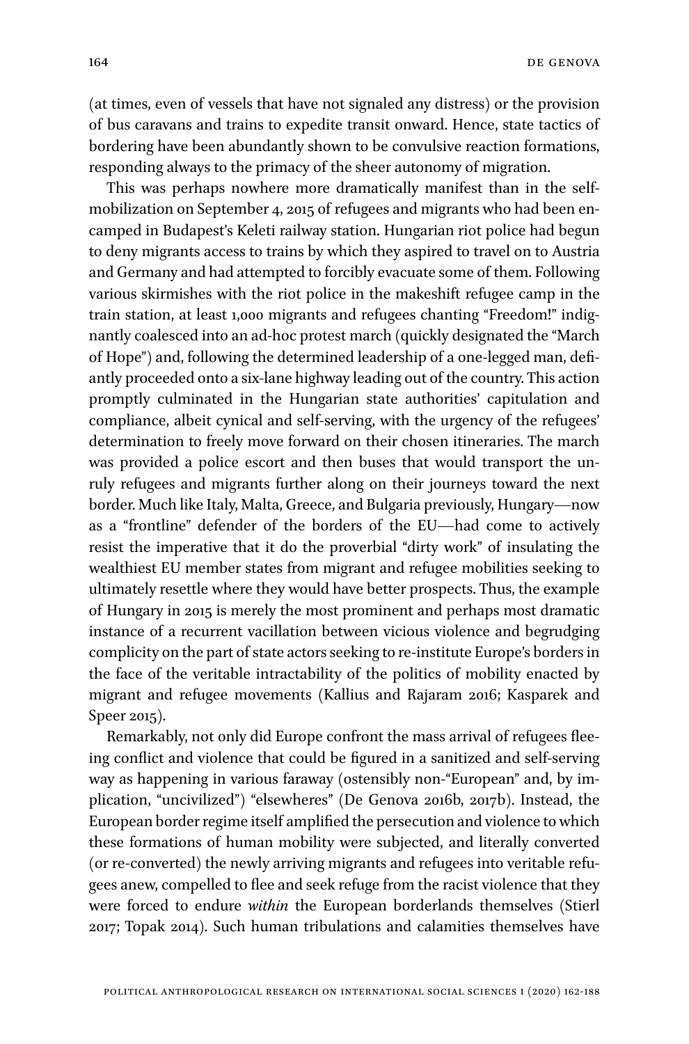(at times, even of vessels that have not signaled any distress) or the provision of bus caravans and trains to expedite transit onward. Hence, state tactics of bordering have been abundantly shown to be convulsive reaction formations, responding always to the primacy of the sheer autonomy of migration.

This was perhaps nowhere more dramatically manifest than in the self-mobilization on September 4, 2015 of refugees and migrants who had been encamped in Budapest's Keleti railway station. Hungarian riot police had begun to deny migrants access to trains by which they aspired to travel on to Austria and Germany and had attempted to forcibly evacuate some of them. Following various skirmishes with the riot police in the makeshift refugee camp in the train station, at least 1,000 migrants and refugees chanting "Freedom!" indignantly coalesced into an ad-hoc protest march (quickly designated the "March of Hope") and, following the determined leadership of a one-legged man, defiantly proceeded onto a six-lane highway leading out of the country. This action promptly culminated in the Hungarian state authorities' capitulation and compliance, albeit cynical and self-serving, with the urgency of the refugees' determination to freely move forward on their chosen itineraries. The march was provided a police escort and then buses that would transport the unruly refugees and migrants further along on their journeys toward the next border. Much like Italy, Malta, Greece, and Bulgaria previously, Hungary—now as a "frontline" defender of the borders of the EU—had come to actively resist the imperative that it do the proverbial "dirty work" of insulating the wealthiest EU member states from migrant and refugee mobilities seeking to ultimately resettle where they would have better prospects. Thus, the example of Hungary in 2015 is merely the most prominent and perhaps most dramatic instance of a recurrent vacillation between vicious violence and begrudging complicity on the part of state actors seeking to re-institute Europe's borders in the face of the veritable intractability of the politics of mobility enacted by migrant and refugee movements (Kallius and Rajaram 2016; Kasparek and Speer 2015).

Remarkably, not only did Europe confront the mass arrival of refugees fleeing conflict and violence that could be figured in a sanitized and self-serving way as happening in various faraway (ostensibly non-"European" and, by implication, "uncivilized") "elsewheres" (De Genova 2016b, 2017b). Instead, the European border regime itself amplified the persecution and violence to which these formations of human mobility were subjected, and literally converted (or re-converted) the newly arriving migrants and refugees into veritable refugees anew, compelled to flee and seek refuge from the racist violence that they were forced to endure *within* the European borderlands themselves (Stierl 2017; Topak 2014). Such human tribulations and calamities themselves have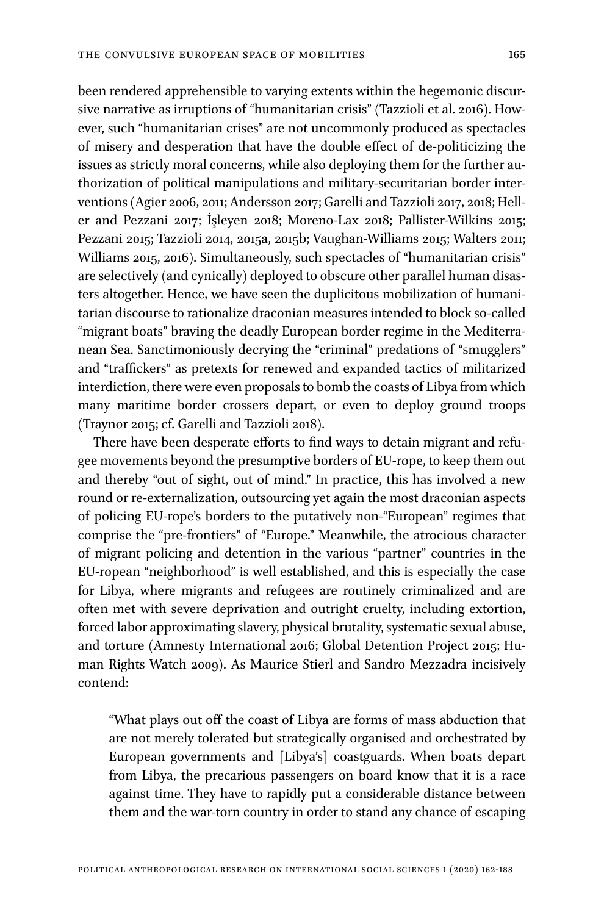been rendered apprehensible to varying extents within the hegemonic discursive narrative as irruptions of "humanitarian crisis" (Tazzioli et al. 2016). However, such "humanitarian crises" are not uncommonly produced as spectacles of misery and desperation that have the double effect of de-politicizing the issues as strictly moral concerns, while also deploying them for the further authorization of political manipulations and military-securitarian border interventions (Agier 2006, 2011; Andersson 2017; Garelli and Tazzioli 2017, 2018; Heller and Pezzani 2017; İşleyen 2018; Moreno-Lax 2018; Pallister-Wilkins 2015; Pezzani 2015; Tazzioli 2014, 2015a, 2015b; Vaughan-Williams 2015; Walters 2011; Williams 2015, 2016). Simultaneously, such spectacles of "humanitarian crisis" are selectively (and cynically) deployed to obscure other parallel human disasters altogether. Hence, we have seen the duplicitous mobilization of humanitarian discourse to rationalize draconian measures intended to block so-called "migrant boats" braving the deadly European border regime in the Mediterranean Sea. Sanctimoniously decrying the "criminal" predations of "smugglers" and "traffickers" as pretexts for renewed and expanded tactics of militarized interdiction, there were even proposals to bomb the coasts of Libya from which many maritime border crossers depart, or even to deploy ground troops (Traynor 2015; cf. Garelli and Tazzioli 2018).

There have been desperate efforts to find ways to detain migrant and refugee movements beyond the presumptive borders of EU-rope, to keep them out and thereby "out of sight, out of mind." In practice, this has involved a new round or re-externalization, outsourcing yet again the most draconian aspects of policing EU-rope's borders to the putatively non-"European" regimes that comprise the "pre-frontiers" of "Europe." Meanwhile, the atrocious character of migrant policing and detention in the various "partner" countries in the EU-ropean "neighborhood" is well established, and this is especially the case for Libya, where migrants and refugees are routinely criminalized and are often met with severe deprivation and outright cruelty, including extortion, forced labor approximating slavery, physical brutality, systematic sexual abuse, and torture (Amnesty International 2016; Global Detention Project 2015; Human Rights Watch 2009). As Maurice Stierl and Sandro Mezzadra incisively contend:

> "What plays out off the coast of Libya are forms of mass abduction that are not merely tolerated but strategically organised and orchestrated by European governments and [Libya's] coastguards. When boats depart from Libya, the precarious passengers on board know that it is a race against time. They have to rapidly put a considerable distance between them and the war-torn country in order to stand any chance of escaping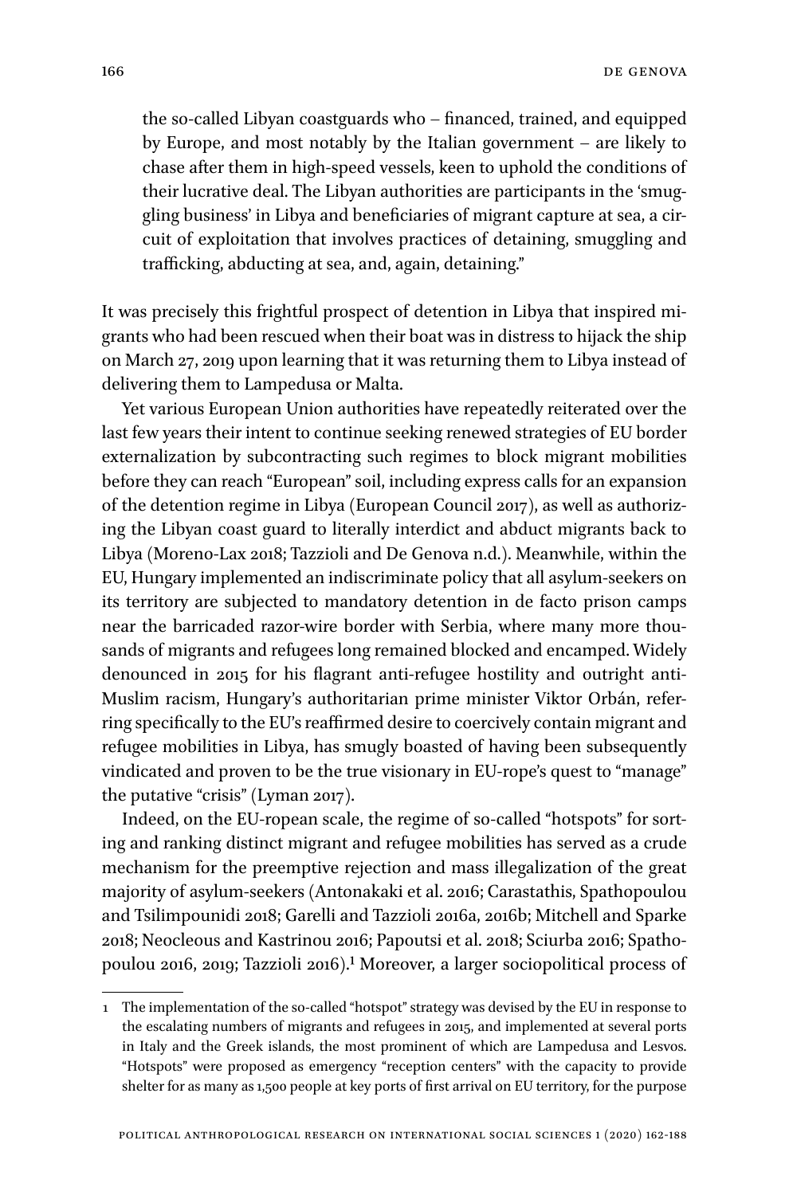> the so-called Libyan coastguards who – financed, trained, and equipped by Europe, and most notably by the Italian government – are likely to chase after them in high-speed vessels, keen to uphold the conditions of their lucrative deal. The Libyan authorities are participants in the 'smuggling business' in Libya and beneficiaries of migrant capture at sea, a circuit of exploitation that involves practices of detaining, smuggling and trafficking, abducting at sea, and, again, detaining."

It was precisely this frightful prospect of detention in Libya that inspired migrants who had been rescued when their boat was in distress to hijack the ship on March 27, 2019 upon learning that it was returning them to Libya instead of delivering them to Lampedusa or Malta.

Yet various European Union authorities have repeatedly reiterated over the last few years their intent to continue seeking renewed strategies of EU border externalization by subcontracting such regimes to block migrant mobilities before they can reach "European" soil, including express calls for an expansion of the detention regime in Libya (European Council 2017), as well as authorizing the Libyan coast guard to literally interdict and abduct migrants back to Libya (Moreno-Lax 2018; Tazzioli and De Genova n.d.). Meanwhile, within the EU, Hungary implemented an indiscriminate policy that all asylum-seekers on its territory are subjected to mandatory detention in de facto prison camps near the barricaded razor-wire border with Serbia, where many more thousands of migrants and refugees long remained blocked and encamped. Widely denounced in 2015 for his flagrant anti-refugee hostility and outright anti-Muslim racism, Hungary's authoritarian prime minister Viktor Orbán, referring specifically to the EU's reaffirmed desire to coercively contain migrant and refugee mobilities in Libya, has smugly boasted of having been subsequently vindicated and proven to be the true visionary in EU-rope's quest to "manage" the putative "crisis" (Lyman 2017).

Indeed, on the EU-ropean scale, the regime of so-called "hotspots" for sorting and ranking distinct migrant and refugee mobilities has served as a crude mechanism for the preemptive rejection and mass illegalization of the great majority of asylum-seekers (Antonakaki et al. 2016; Carastathis, Spathopoulou and Tsilimpounidi 2018; Garelli and Tazzioli 2016a, 2016b; Mitchell and Sparke 2018; Neocleous and Kastrinou 2016; Papoutsi et al. 2018; Sciurba 2016; Spathopoulou 2016, 2019; Tazzioli 2016).[1] Moreover, a larger sociopolitical process of

---

1 The implementation of the so-called "hotspot" strategy was devised by the EU in response to the escalating numbers of migrants and refugees in 2015, and implemented at several ports in Italy and the Greek islands, the most prominent of which are Lampedusa and Lesvos. "Hotspots" were proposed as emergency "reception centers" with the capacity to provide shelter for as many as 1,500 people at key ports of first arrival on EU territory, for the purpose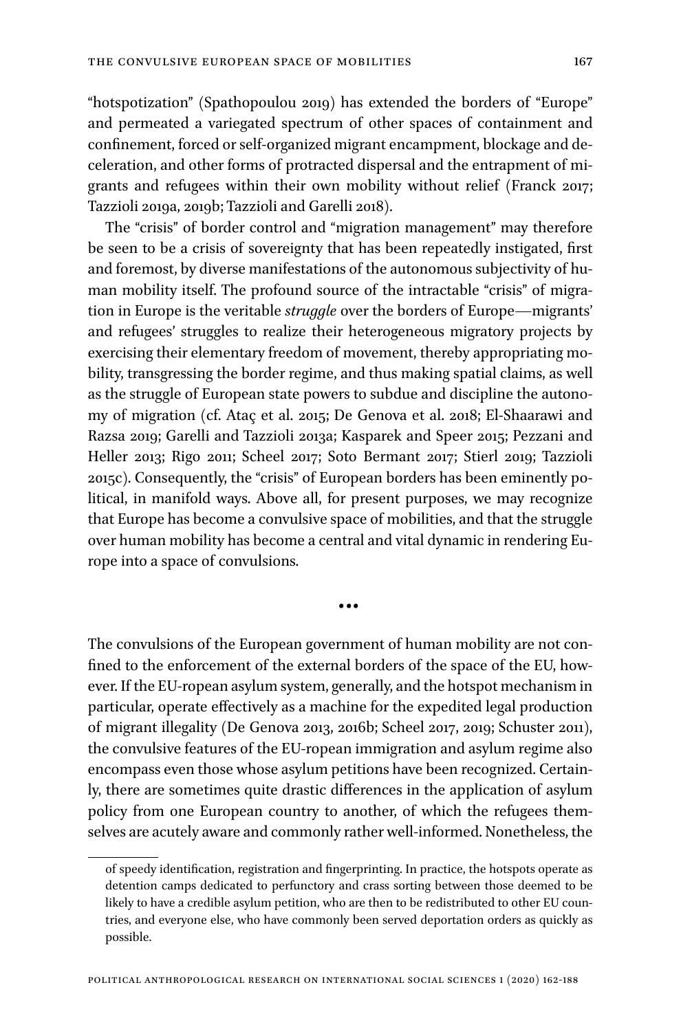"hotspotization" (Spathopoulou 2019) has extended the borders of "Europe" and permeated a variegated spectrum of other spaces of containment and confinement, forced or self-organized migrant encampment, blockage and deceleration, and other forms of protracted dispersal and the entrapment of migrants and refugees within their own mobility without relief (Franck 2017; Tazzioli 2019a, 2019b; Tazzioli and Garelli 2018).

The "crisis" of border control and "migration management" may therefore be seen to be a crisis of sovereignty that has been repeatedly instigated, first and foremost, by diverse manifestations of the autonomous subjectivity of human mobility itself. The profound source of the intractable "crisis" of migration in Europe is the veritable *struggle* over the borders of Europe—migrants' and refugees' struggles to realize their heterogeneous migratory projects by exercising their elementary freedom of movement, thereby appropriating mobility, transgressing the border regime, and thus making spatial claims, as well as the struggle of European state powers to subdue and discipline the autonomy of migration (cf. Ataç et al. 2015; De Genova et al. 2018; El-Shaarawi and Razsa 2019; Garelli and Tazzioli 2013a; Kasparek and Speer 2015; Pezzani and Heller 2013; Rigo 2011; Scheel 2017; Soto Bermant 2017; Stierl 2019; Tazzioli 2015c). Consequently, the "crisis" of European borders has been eminently political, in manifold ways. Above all, for present purposes, we may recognize that Europe has become a convulsive space of mobilities, and that the struggle over human mobility has become a central and vital dynamic in rendering Europe into a space of convulsions.

•••

The convulsions of the European government of human mobility are not confined to the enforcement of the external borders of the space of the EU, however. If the EU-ropean asylum system, generally, and the hotspot mechanism in particular, operate effectively as a machine for the expedited legal production of migrant illegality (De Genova 2013, 2016b; Scheel 2017, 2019; Schuster 2011), the convulsive features of the EU-ropean immigration and asylum regime also encompass even those whose asylum petitions have been recognized. Certainly, there are sometimes quite drastic differences in the application of asylum policy from one European country to another, of which the refugees themselves are acutely aware and commonly rather well-informed. Nonetheless, the

---

of speedy identification, registration and fingerprinting. In practice, the hotspots operate as detention camps dedicated to perfunctory and crass sorting between those deemed to be likely to have a credible asylum petition, who are then to be redistributed to other EU countries, and everyone else, who have commonly been served deportation orders as quickly as possible.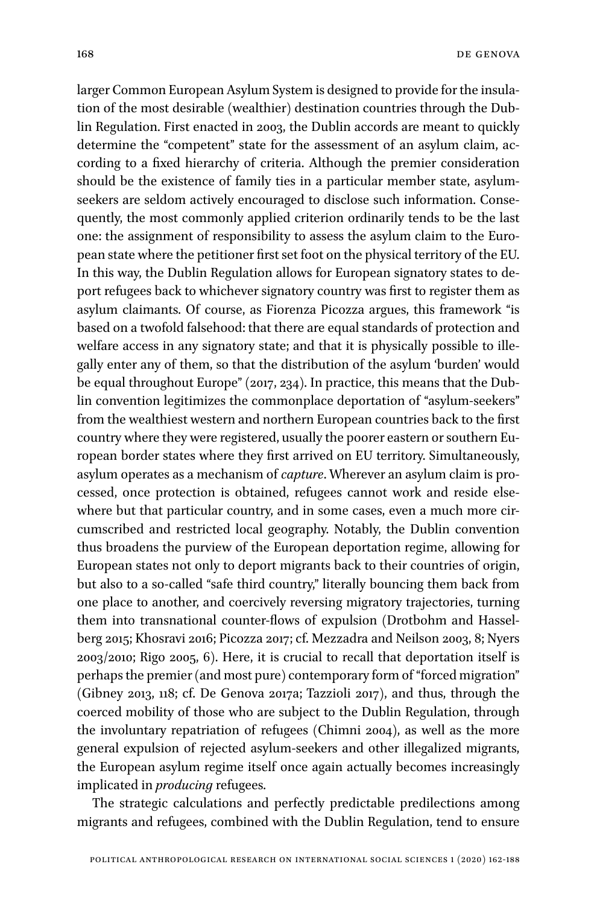larger Common European Asylum System is designed to provide for the insulation of the most desirable (wealthier) destination countries through the Dublin Regulation. First enacted in 2003, the Dublin accords are meant to quickly determine the "competent" state for the assessment of an asylum claim, according to a fixed hierarchy of criteria. Although the premier consideration should be the existence of family ties in a particular member state, asylum-seekers are seldom actively encouraged to disclose such information. Consequently, the most commonly applied criterion ordinarily tends to be the last one: the assignment of responsibility to assess the asylum claim to the European state where the petitioner first set foot on the physical territory of the EU. In this way, the Dublin Regulation allows for European signatory states to deport refugees back to whichever signatory country was first to register them as asylum claimants. Of course, as Fiorenza Picozza argues, this framework "is based on a twofold falsehood: that there are equal standards of protection and welfare access in any signatory state; and that it is physically possible to illegally enter any of them, so that the distribution of the asylum 'burden' would be equal throughout Europe" (2017, 234). In practice, this means that the Dublin convention legitimizes the commonplace deportation of "asylum-seekers" from the wealthiest western and northern European countries back to the first country where they were registered, usually the poorer eastern or southern European border states where they first arrived on EU territory. Simultaneously, asylum operates as a mechanism of *capture*. Wherever an asylum claim is processed, once protection is obtained, refugees cannot work and reside elsewhere but that particular country, and in some cases, even a much more circumscribed and restricted local geography. Notably, the Dublin convention thus broadens the purview of the European deportation regime, allowing for European states not only to deport migrants back to their countries of origin, but also to a so-called "safe third country," literally bouncing them back from one place to another, and coercively reversing migratory trajectories, turning them into transnational counter-flows of expulsion (Drotbohm and Hasselberg 2015; Khosravi 2016; Picozza 2017; cf. Mezzadra and Neilson 2003, 8; Nyers 2003/2010; Rigo 2005, 6). Here, it is crucial to recall that deportation itself is perhaps the premier (and most pure) contemporary form of "forced migration" (Gibney 2013, 118; cf. De Genova 2017a; Tazzioli 2017), and thus, through the coerced mobility of those who are subject to the Dublin Regulation, through the involuntary repatriation of refugees (Chimni 2004), as well as the more general expulsion of rejected asylum-seekers and other illegalized migrants, the European asylum regime itself once again actually becomes increasingly implicated in *producing* refugees.

The strategic calculations and perfectly predictable predilections among migrants and refugees, combined with the Dublin Regulation, tend to ensure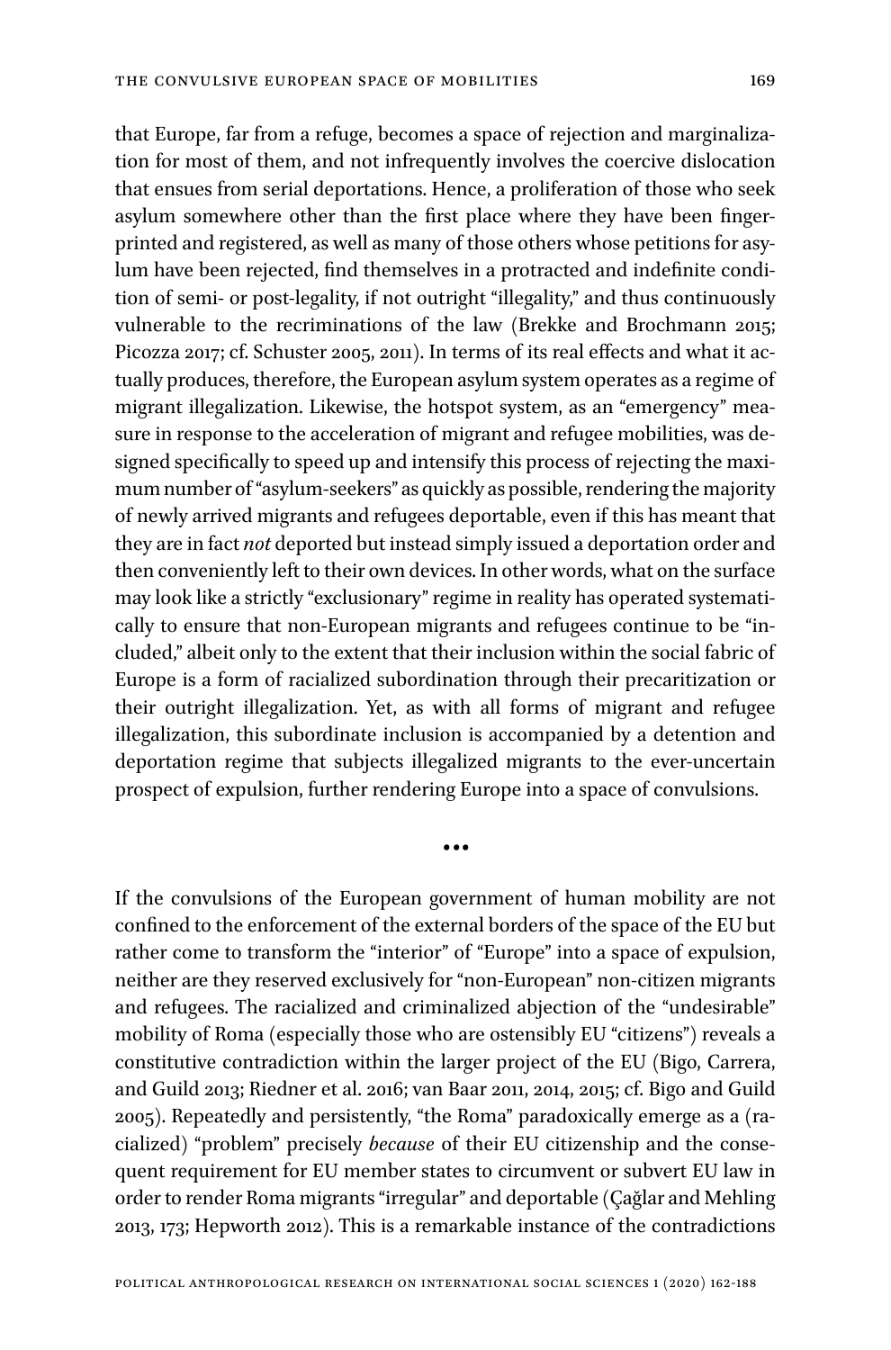that Europe, far from a refuge, becomes a space of rejection and marginalization for most of them, and not infrequently involves the coercive dislocation that ensues from serial deportations. Hence, a proliferation of those who seek asylum somewhere other than the first place where they have been fingerprinted and registered, as well as many of those others whose petitions for asylum have been rejected, find themselves in a protracted and indefinite condition of semi- or post-legality, if not outright "illegality," and thus continuously vulnerable to the recriminations of the law (Brekke and Brochmann 2015; Picozza 2017; cf. Schuster 2005, 2011). In terms of its real effects and what it actually produces, therefore, the European asylum system operates as a regime of migrant illegalization. Likewise, the hotspot system, as an "emergency" measure in response to the acceleration of migrant and refugee mobilities, was designed specifically to speed up and intensify this process of rejecting the maximum number of "asylum-seekers" as quickly as possible, rendering the majority of newly arrived migrants and refugees deportable, even if this has meant that they are in fact *not* deported but instead simply issued a deportation order and then conveniently left to their own devices. In other words, what on the surface may look like a strictly "exclusionary" regime in reality has operated systematically to ensure that non-European migrants and refugees continue to be "included," albeit only to the extent that their inclusion within the social fabric of Europe is a form of racialized subordination through their precaritization or their outright illegalization. Yet, as with all forms of migrant and refugee illegalization, this subordinate inclusion is accompanied by a detention and deportation regime that subjects illegalized migrants to the ever-uncertain prospect of expulsion, further rendering Europe into a space of convulsions.

•••

If the convulsions of the European government of human mobility are not confined to the enforcement of the external borders of the space of the EU but rather come to transform the "interior" of "Europe" into a space of expulsion, neither are they reserved exclusively for "non-European" non-citizen migrants and refugees. The racialized and criminalized abjection of the "undesirable" mobility of Roma (especially those who are ostensibly EU "citizens") reveals a constitutive contradiction within the larger project of the EU (Bigo, Carrera, and Guild 2013; Riedner et al. 2016; van Baar 2011, 2014, 2015; cf. Bigo and Guild 2005). Repeatedly and persistently, "the Roma" paradoxically emerge as a (racialized) "problem" precisely *because* of their EU citizenship and the consequent requirement for EU member states to circumvent or subvert EU law in order to render Roma migrants "irregular" and deportable (Çağlar and Mehling 2013, 173; Hepworth 2012). This is a remarkable instance of the contradictions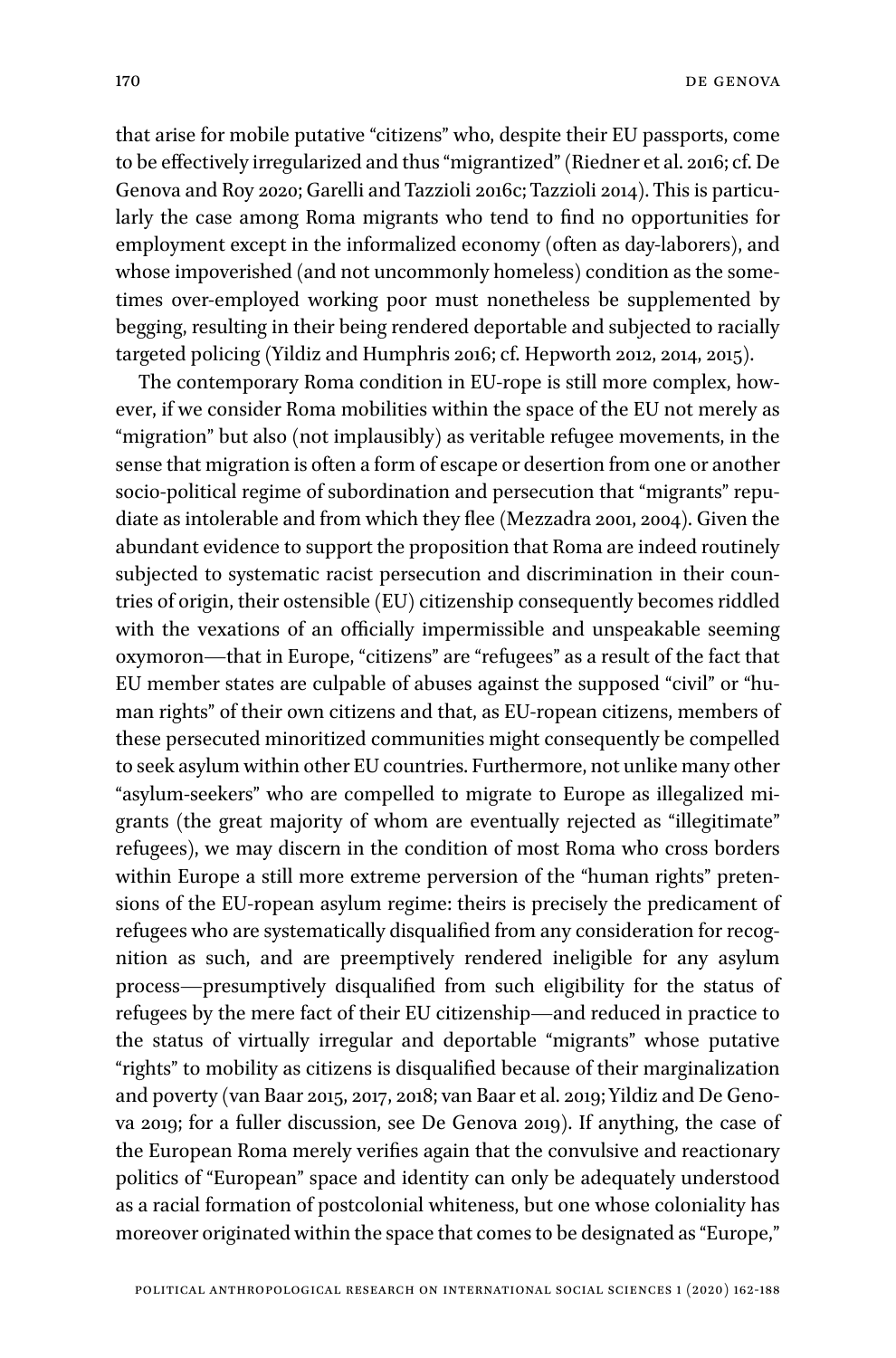that arise for mobile putative "citizens" who, despite their EU passports, come to be effectively irregularized and thus "migrantized" (Riedner et al. 2016; cf. De Genova and Roy 2020; Garelli and Tazzioli 2016c; Tazzioli 2014). This is particularly the case among Roma migrants who tend to find no opportunities for employment except in the informalized economy (often as day-laborers), and whose impoverished (and not uncommonly homeless) condition as the sometimes over-employed working poor must nonetheless be supplemented by begging, resulting in their being rendered deportable and subjected to racially targeted policing (Yildiz and Humphris 2016; cf. Hepworth 2012, 2014, 2015).

The contemporary Roma condition in EU-rope is still more complex, however, if we consider Roma mobilities within the space of the EU not merely as "migration" but also (not implausibly) as veritable refugee movements, in the sense that migration is often a form of escape or desertion from one or another socio-political regime of subordination and persecution that "migrants" repudiate as intolerable and from which they flee (Mezzadra 2001, 2004). Given the abundant evidence to support the proposition that Roma are indeed routinely subjected to systematic racist persecution and discrimination in their countries of origin, their ostensible (EU) citizenship consequently becomes riddled with the vexations of an officially impermissible and unspeakable seeming oxymoron—that in Europe, "citizens" are "refugees" as a result of the fact that EU member states are culpable of abuses against the supposed "civil" or "human rights" of their own citizens and that, as EU-ropean citizens, members of these persecuted minoritized communities might consequently be compelled to seek asylum within other EU countries. Furthermore, not unlike many other "asylum-seekers" who are compelled to migrate to Europe as illegalized migrants (the great majority of whom are eventually rejected as "illegitimate" refugees), we may discern in the condition of most Roma who cross borders within Europe a still more extreme perversion of the "human rights" pretensions of the EU-ropean asylum regime: theirs is precisely the predicament of refugees who are systematically disqualified from any consideration for recognition as such, and are preemptively rendered ineligible for any asylum process—presumptively disqualified from such eligibility for the status of refugees by the mere fact of their EU citizenship—and reduced in practice to the status of virtually irregular and deportable "migrants" whose putative "rights" to mobility as citizens is disqualified because of their marginalization and poverty (van Baar 2015, 2017, 2018; van Baar et al. 2019; Yildiz and De Genova 2019; for a fuller discussion, see De Genova 2019). If anything, the case of the European Roma merely verifies again that the convulsive and reactionary politics of "European" space and identity can only be adequately understood as a racial formation of postcolonial whiteness, but one whose coloniality has moreover originated within the space that comes to be designated as "Europe,"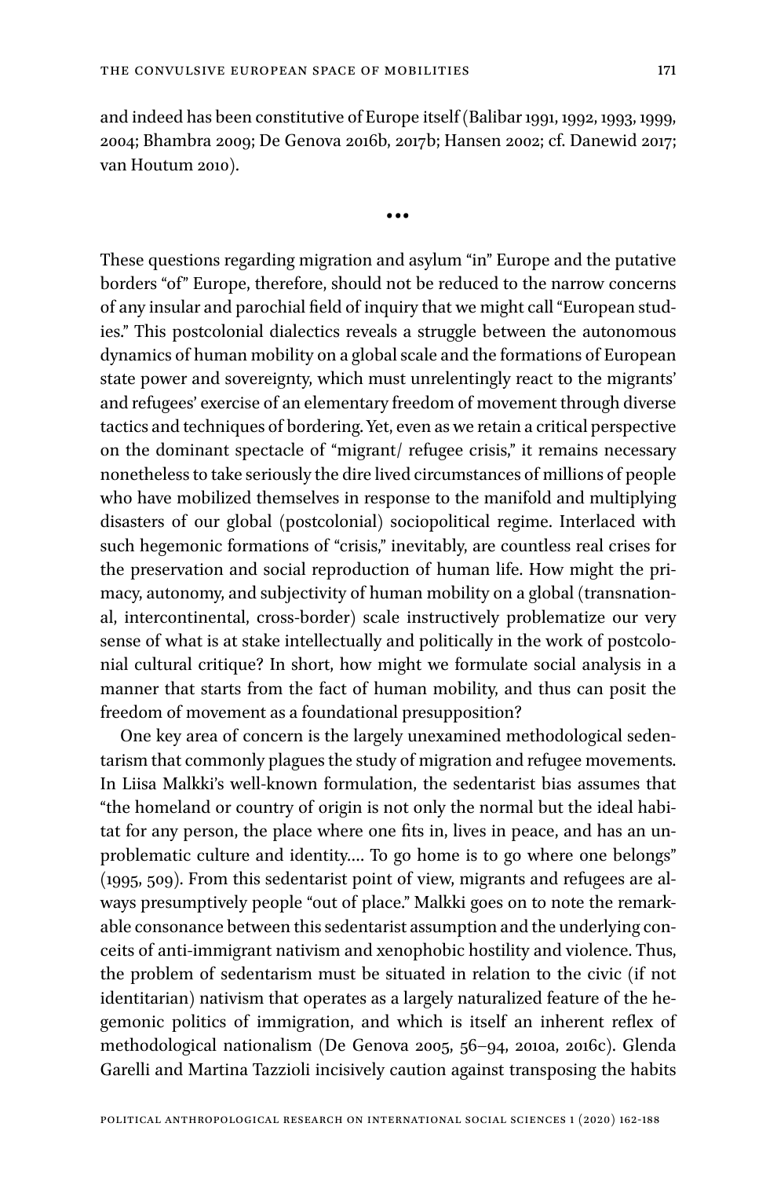and indeed has been constitutive of Europe itself (Balibar 1991, 1992, 1993, 1999, 2004; Bhambra 2009; De Genova 2016b, 2017b; Hansen 2002; cf. Danewid 2017; van Houtum 2010).

•••

These questions regarding migration and asylum "in" Europe and the putative borders "of" Europe, therefore, should not be reduced to the narrow concerns of any insular and parochial field of inquiry that we might call "European studies." This postcolonial dialectics reveals a struggle between the autonomous dynamics of human mobility on a global scale and the formations of European state power and sovereignty, which must unrelentingly react to the migrants' and refugees' exercise of an elementary freedom of movement through diverse tactics and techniques of bordering. Yet, even as we retain a critical perspective on the dominant spectacle of "migrant/ refugee crisis," it remains necessary nonetheless to take seriously the dire lived circumstances of millions of people who have mobilized themselves in response to the manifold and multiplying disasters of our global (postcolonial) sociopolitical regime. Interlaced with such hegemonic formations of "crisis," inevitably, are countless real crises for the preservation and social reproduction of human life. How might the primacy, autonomy, and subjectivity of human mobility on a global (transnational, intercontinental, cross-border) scale instructively problematize our very sense of what is at stake intellectually and politically in the work of postcolonial cultural critique? In short, how might we formulate social analysis in a manner that starts from the fact of human mobility, and thus can posit the freedom of movement as a foundational presupposition?

One key area of concern is the largely unexamined methodological sedentarism that commonly plagues the study of migration and refugee movements. In Liisa Malkki's well-known formulation, the sedentarist bias assumes that "the homeland or country of origin is not only the normal but the ideal habitat for any person, the place where one fits in, lives in peace, and has an unproblematic culture and identity.… To go home is to go where one belongs" (1995, 509). From this sedentarist point of view, migrants and refugees are always presumptively people "out of place." Malkki goes on to note the remarkable consonance between this sedentarist assumption and the underlying conceits of anti-immigrant nativism and xenophobic hostility and violence. Thus, the problem of sedentarism must be situated in relation to the civic (if not identitarian) nativism that operates as a largely naturalized feature of the hegemonic politics of immigration, and which is itself an inherent reflex of methodological nationalism (De Genova 2005, 56–94, 2010a, 2016c). Glenda Garelli and Martina Tazzioli incisively caution against transposing the habits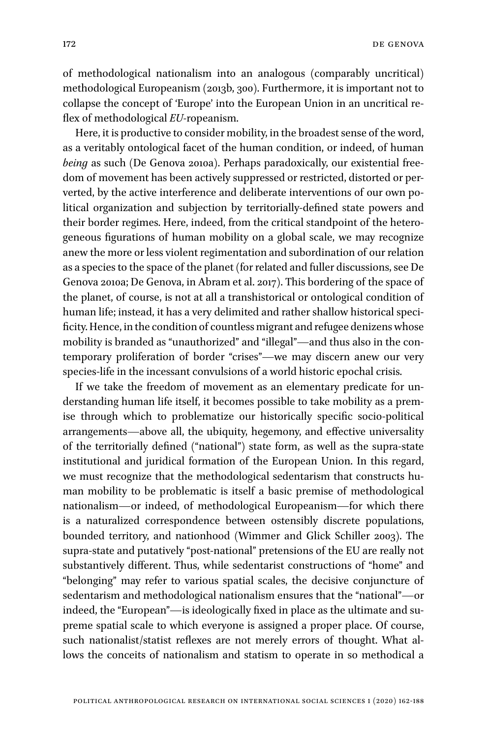of methodological nationalism into an analogous (comparably uncritical) methodological Europeanism (2013b, 300). Furthermore, it is important not to collapse the concept of 'Europe' into the European Union in an uncritical reflex of methodological *EU*-ropeanism.

Here, it is productive to consider mobility, in the broadest sense of the word, as a veritably ontological facet of the human condition, or indeed, of human *being* as such (De Genova 2010a). Perhaps paradoxically, our existential freedom of movement has been actively suppressed or restricted, distorted or perverted, by the active interference and deliberate interventions of our own political organization and subjection by territorially-defined state powers and their border regimes. Here, indeed, from the critical standpoint of the heterogeneous figurations of human mobility on a global scale, we may recognize anew the more or less violent regimentation and subordination of our relation as a species to the space of the planet (for related and fuller discussions, see De Genova 2010a; De Genova, in Abram et al. 2017). This bordering of the space of the planet, of course, is not at all a transhistorical or ontological condition of human life; instead, it has a very delimited and rather shallow historical specificity. Hence, in the condition of countless migrant and refugee denizens whose mobility is branded as "unauthorized" and "illegal"—and thus also in the contemporary proliferation of border "crises"—we may discern anew our very species-life in the incessant convulsions of a world historic epochal crisis.

If we take the freedom of movement as an elementary predicate for understanding human life itself, it becomes possible to take mobility as a premise through which to problematize our historically specific socio-political arrangements—above all, the ubiquity, hegemony, and effective universality of the territorially defined ("national") state form, as well as the supra-state institutional and juridical formation of the European Union. In this regard, we must recognize that the methodological sedentarism that constructs human mobility to be problematic is itself a basic premise of methodological nationalism—or indeed, of methodological Europeanism—for which there is a naturalized correspondence between ostensibly discrete populations, bounded territory, and nationhood (Wimmer and Glick Schiller 2003). The supra-state and putatively "post-national" pretensions of the EU are really not substantively different. Thus, while sedentarist constructions of "home" and "belonging" may refer to various spatial scales, the decisive conjuncture of sedentarism and methodological nationalism ensures that the "national"—or indeed, the "European"—is ideologically fixed in place as the ultimate and supreme spatial scale to which everyone is assigned a proper place. Of course, such nationalist/statist reflexes are not merely errors of thought. What allows the conceits of nationalism and statism to operate in so methodical a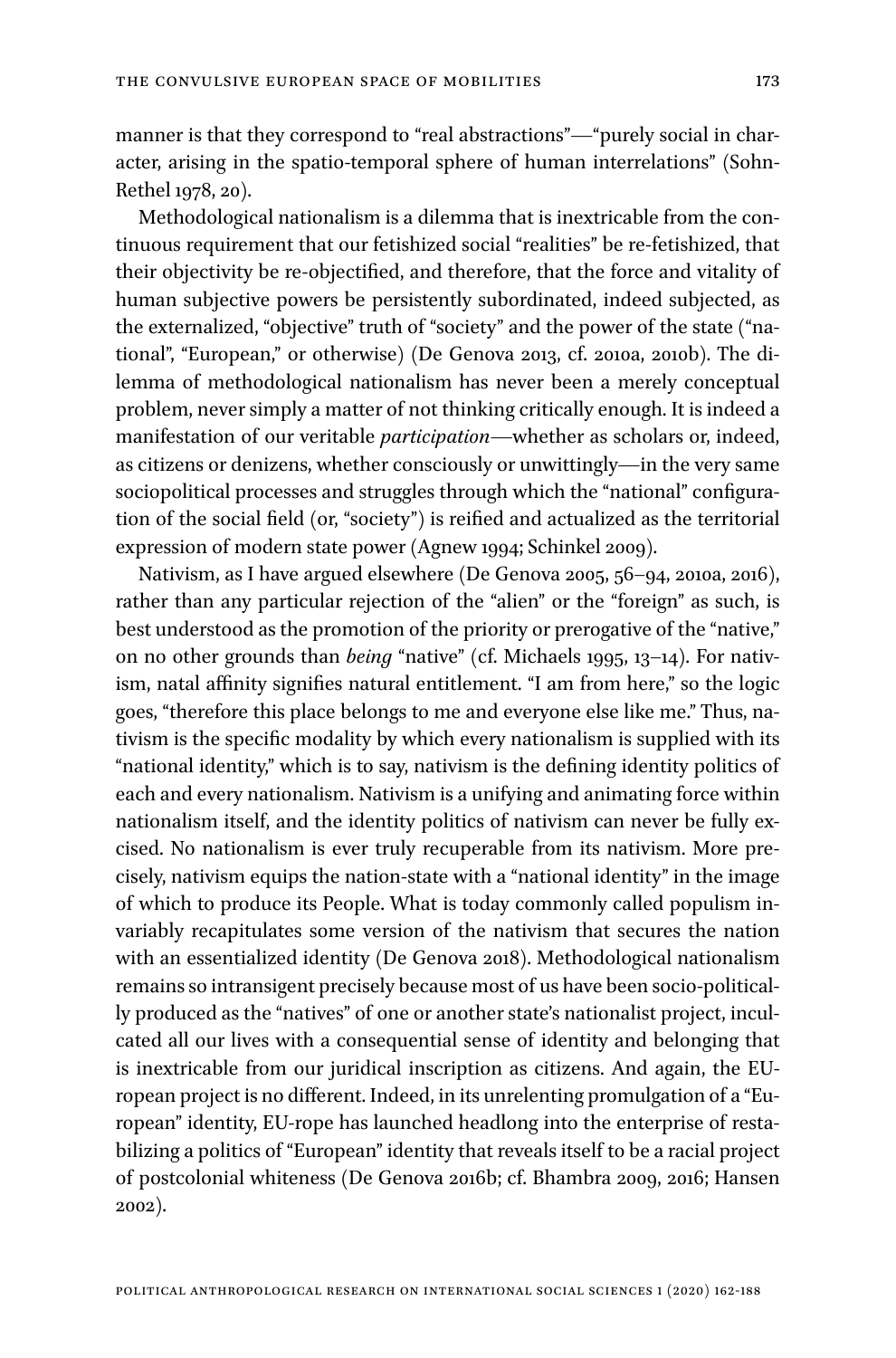manner is that they correspond to "real abstractions"—"purely social in character, arising in the spatio-temporal sphere of human interrelations" (Sohn-Rethel 1978, 20).

Methodological nationalism is a dilemma that is inextricable from the continuous requirement that our fetishized social "realities" be re-fetishized, that their objectivity be re-objectified, and therefore, that the force and vitality of human subjective powers be persistently subordinated, indeed subjected, as the externalized, "objective" truth of "society" and the power of the state ("national", "European," or otherwise) (De Genova 2013, cf. 2010a, 2010b). The dilemma of methodological nationalism has never been a merely conceptual problem, never simply a matter of not thinking critically enough. It is indeed a manifestation of our veritable *participation*—whether as scholars or, indeed, as citizens or denizens, whether consciously or unwittingly—in the very same sociopolitical processes and struggles through which the "national" configuration of the social field (or, "society") is reified and actualized as the territorial expression of modern state power (Agnew 1994; Schinkel 2009).

Nativism, as I have argued elsewhere (De Genova 2005, 56–94, 2010a, 2016), rather than any particular rejection of the "alien" or the "foreign" as such, is best understood as the promotion of the priority or prerogative of the "native," on no other grounds than *being* "native" (cf. Michaels 1995, 13–14). For nativism, natal affinity signifies natural entitlement. "I am from here," so the logic goes, "therefore this place belongs to me and everyone else like me." Thus, nativism is the specific modality by which every nationalism is supplied with its "national identity," which is to say, nativism is the defining identity politics of each and every nationalism. Nativism is a unifying and animating force within nationalism itself, and the identity politics of nativism can never be fully excised. No nationalism is ever truly recuperable from its nativism. More precisely, nativism equips the nation-state with a "national identity" in the image of which to produce its People. What is today commonly called populism invariably recapitulates some version of the nativism that secures the nation with an essentialized identity (De Genova 2018). Methodological nationalism remains so intransigent precisely because most of us have been socio-politically produced as the "natives" of one or another state's nationalist project, inculcated all our lives with a consequential sense of identity and belonging that is inextricable from our juridical inscription as citizens. And again, the EU-ropean project is no different. Indeed, in its unrelenting promulgation of a "European" identity, EU-rope has launched headlong into the enterprise of restabilizing a politics of "European" identity that reveals itself to be a racial project of postcolonial whiteness (De Genova 2016b; cf. Bhambra 2009, 2016; Hansen 2002).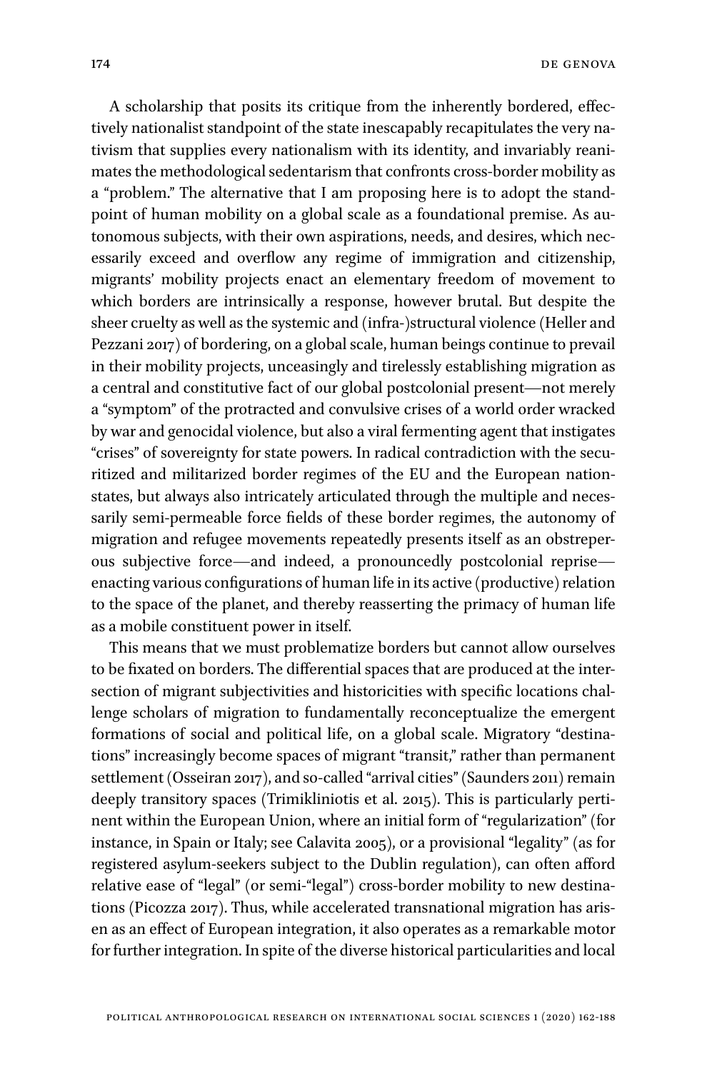A scholarship that posits its critique from the inherently bordered, effectively nationalist standpoint of the state inescapably recapitulates the very nativism that supplies every nationalism with its identity, and invariably reanimates the methodological sedentarism that confronts cross-border mobility as a "problem." The alternative that I am proposing here is to adopt the standpoint of human mobility on a global scale as a foundational premise. As autonomous subjects, with their own aspirations, needs, and desires, which necessarily exceed and overflow any regime of immigration and citizenship, migrants' mobility projects enact an elementary freedom of movement to which borders are intrinsically a response, however brutal. But despite the sheer cruelty as well as the systemic and (infra-)structural violence (Heller and Pezzani 2017) of bordering, on a global scale, human beings continue to prevail in their mobility projects, unceasingly and tirelessly establishing migration as a central and constitutive fact of our global postcolonial present—not merely a "symptom" of the protracted and convulsive crises of a world order wracked by war and genocidal violence, but also a viral fermenting agent that instigates "crises" of sovereignty for state powers. In radical contradiction with the securitized and militarized border regimes of the EU and the European nation-states, but always also intricately articulated through the multiple and necessarily semi-permeable force fields of these border regimes, the autonomy of migration and refugee movements repeatedly presents itself as an obstreperous subjective force—and indeed, a pronouncedly postcolonial reprise—enacting various configurations of human life in its active (productive) relation to the space of the planet, and thereby reasserting the primacy of human life as a mobile constituent power in itself.

This means that we must problematize borders but cannot allow ourselves to be fixated on borders. The differential spaces that are produced at the intersection of migrant subjectivities and historicities with specific locations challenge scholars of migration to fundamentally reconceptualize the emergent formations of social and political life, on a global scale. Migratory "destinations" increasingly become spaces of migrant "transit," rather than permanent settlement (Osseiran 2017), and so-called "arrival cities" (Saunders 2011) remain deeply transitory spaces (Trimikliniotis et al. 2015). This is particularly pertinent within the European Union, where an initial form of "regularization" (for instance, in Spain or Italy; see Calavita 2005), or a provisional "legality" (as for registered asylum-seekers subject to the Dublin regulation), can often afford relative ease of "legal" (or semi-"legal") cross-border mobility to new destinations (Picozza 2017). Thus, while accelerated transnational migration has arisen as an effect of European integration, it also operates as a remarkable motor for further integration. In spite of the diverse historical particularities and local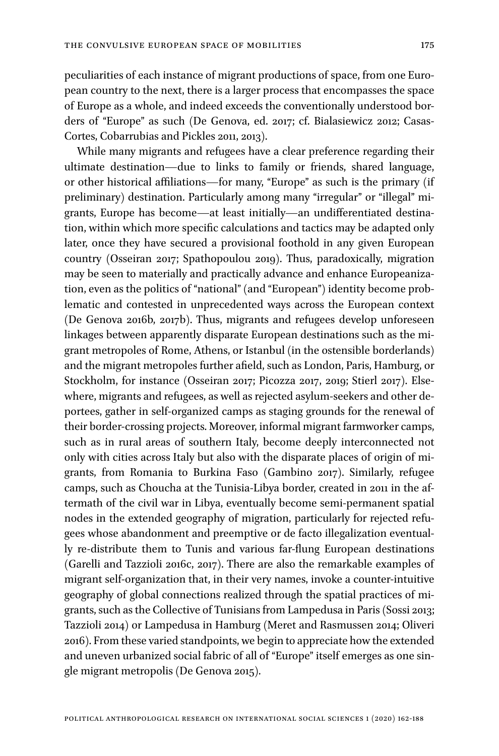peculiarities of each instance of migrant productions of space, from one European country to the next, there is a larger process that encompasses the space of Europe as a whole, and indeed exceeds the conventionally understood borders of "Europe" as such (De Genova, ed. 2017; cf. Bialasiewicz 2012; Casas-Cortes, Cobarrubias and Pickles 2011, 2013).

While many migrants and refugees have a clear preference regarding their ultimate destination—due to links to family or friends, shared language, or other historical affiliations—for many, "Europe" as such is the primary (if preliminary) destination. Particularly among many "irregular" or "illegal" migrants, Europe has become—at least initially—an undifferentiated destination, within which more specific calculations and tactics may be adapted only later, once they have secured a provisional foothold in any given European country (Osseiran 2017; Spathopoulou 2019). Thus, paradoxically, migration may be seen to materially and practically advance and enhance Europeanization, even as the politics of "national" (and "European") identity become problematic and contested in unprecedented ways across the European context (De Genova 2016b, 2017b). Thus, migrants and refugees develop unforeseen linkages between apparently disparate European destinations such as the migrant metropoles of Rome, Athens, or Istanbul (in the ostensible borderlands) and the migrant metropoles further afield, such as London, Paris, Hamburg, or Stockholm, for instance (Osseiran 2017; Picozza 2017, 2019; Stierl 2017). Elsewhere, migrants and refugees, as well as rejected asylum-seekers and other deportees, gather in self-organized camps as staging grounds for the renewal of their border-crossing projects. Moreover, informal migrant farmworker camps, such as in rural areas of southern Italy, become deeply interconnected not only with cities across Italy but also with the disparate places of origin of migrants, from Romania to Burkina Faso (Gambino 2017). Similarly, refugee camps, such as Choucha at the Tunisia-Libya border, created in 2011 in the aftermath of the civil war in Libya, eventually become semi-permanent spatial nodes in the extended geography of migration, particularly for rejected refugees whose abandonment and preemptive or de facto illegalization eventually re-distribute them to Tunis and various far-flung European destinations (Garelli and Tazzioli 2016c, 2017). There are also the remarkable examples of migrant self-organization that, in their very names, invoke a counter-intuitive geography of global connections realized through the spatial practices of migrants, such as the Collective of Tunisians from Lampedusa in Paris (Sossi 2013; Tazzioli 2014) or Lampedusa in Hamburg (Meret and Rasmussen 2014; Oliveri 2016). From these varied standpoints, we begin to appreciate how the extended and uneven urbanized social fabric of all of "Europe" itself emerges as one single migrant metropolis (De Genova 2015).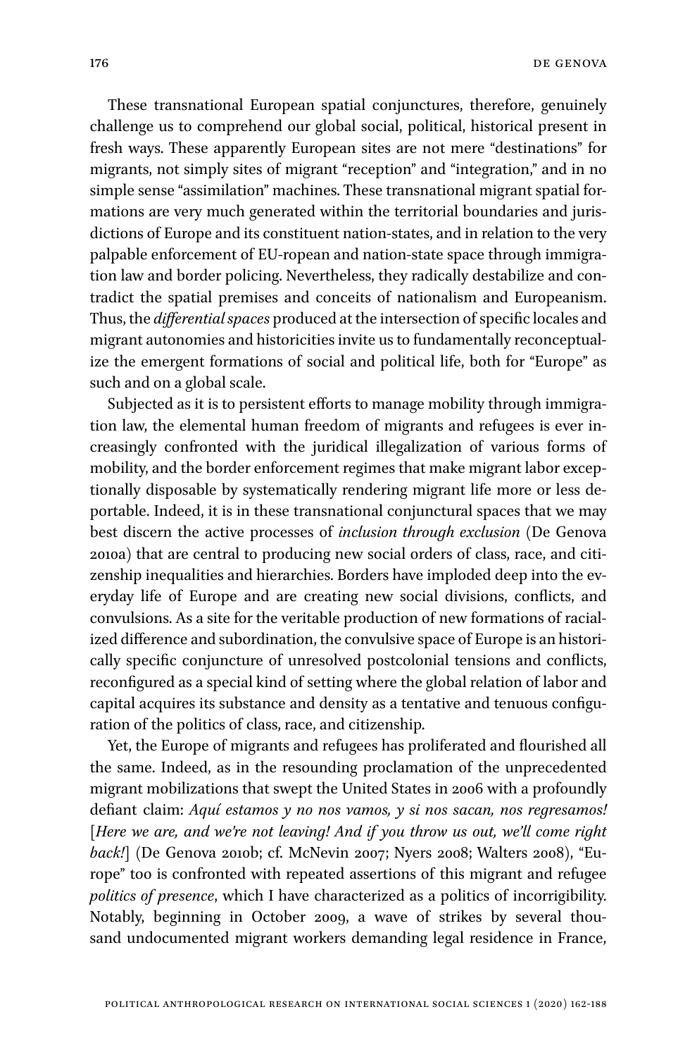These transnational European spatial conjunctures, therefore, genuinely challenge us to comprehend our global social, political, historical present in fresh ways. These apparently European sites are not mere "destinations" for migrants, not simply sites of migrant "reception" and "integration," and in no simple sense "assimilation" machines. These transnational migrant spatial formations are very much generated within the territorial boundaries and jurisdictions of Europe and its constituent nation-states, and in relation to the very palpable enforcement of EU-ropean and nation-state space through immigration law and border policing. Nevertheless, they radically destabilize and contradict the spatial premises and conceits of nationalism and Europeanism. Thus, the *differential spaces* produced at the intersection of specific locales and migrant autonomies and historicities invite us to fundamentally reconceptualize the emergent formations of social and political life, both for "Europe" as such and on a global scale.

Subjected as it is to persistent efforts to manage mobility through immigration law, the elemental human freedom of migrants and refugees is ever increasingly confronted with the juridical illegalization of various forms of mobility, and the border enforcement regimes that make migrant labor exceptionally disposable by systematically rendering migrant life more or less deportable. Indeed, it is in these transnational conjunctural spaces that we may best discern the active processes of *inclusion through exclusion* (De Genova 2010a) that are central to producing new social orders of class, race, and citizenship inequalities and hierarchies. Borders have imploded deep into the everyday life of Europe and are creating new social divisions, conflicts, and convulsions. As a site for the veritable production of new formations of racialized difference and subordination, the convulsive space of Europe is an historically specific conjuncture of unresolved postcolonial tensions and conflicts, reconfigured as a special kind of setting where the global relation of labor and capital acquires its substance and density as a tentative and tenuous configuration of the politics of class, race, and citizenship.

Yet, the Europe of migrants and refugees has proliferated and flourished all the same. Indeed, as in the resounding proclamation of the unprecedented migrant mobilizations that swept the United States in 2006 with a profoundly defiant claim: *Aquí estamos y no nos vamos, y si nos sacan, nos regresamos!* [*Here we are, and we're not leaving! And if you throw us out, we'll come right back!*] (De Genova 2010b; cf. McNevin 2007; Nyers 2008; Walters 2008), "Europe" too is confronted with repeated assertions of this migrant and refugee *politics of presence*, which I have characterized as a politics of incorrigibility. Notably, beginning in October 2009, a wave of strikes by several thousand undocumented migrant workers demanding legal residence in France,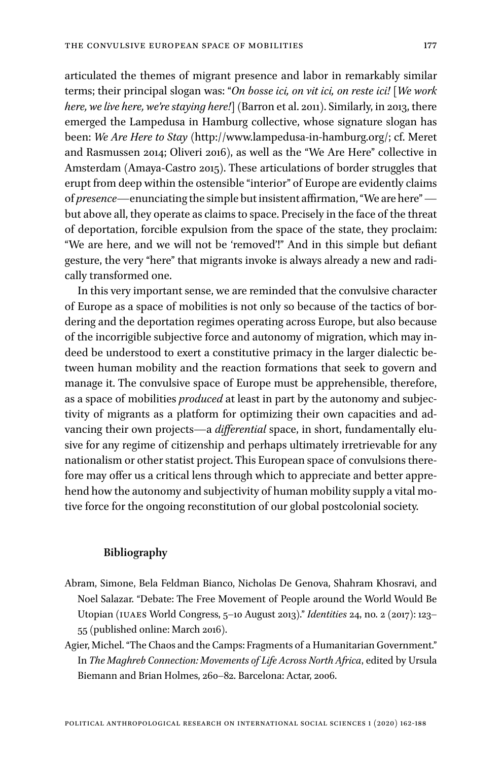articulated the themes of migrant presence and labor in remarkably similar terms; their principal slogan was: "*On bosse ici, on vit ici, on reste ici!* [*We work here, we live here, we're staying here!*] (Barron et al. 2011). Similarly, in 2013, there emerged the Lampedusa in Hamburg collective, whose signature slogan has been: *We Are Here to Stay* (http://www.lampedusa-in-hamburg.org/; cf. Meret and Rasmussen 2014; Oliveri 2016), as well as the "We Are Here" collective in Amsterdam (Amaya-Castro 2015). These articulations of border struggles that erupt from deep within the ostensible "interior" of Europe are evidently claims of *presence*—enunciating the simple but insistent affirmation, "We are here"—but above all, they operate as claims to space. Precisely in the face of the threat of deportation, forcible expulsion from the space of the state, they proclaim: "We are here, and we will not be 'removed'!" And in this simple but defiant gesture, the very "here" that migrants invoke is always already a new and radically transformed one.

In this very important sense, we are reminded that the convulsive character of Europe as a space of mobilities is not only so because of the tactics of bordering and the deportation regimes operating across Europe, but also because of the incorrigible subjective force and autonomy of migration, which may indeed be understood to exert a constitutive primacy in the larger dialectic between human mobility and the reaction formations that seek to govern and manage it. The convulsive space of Europe must be apprehensible, therefore, as a space of mobilities *produced* at least in part by the autonomy and subjectivity of migrants as a platform for optimizing their own capacities and advancing their own projects—a *differential* space, in short, fundamentally elusive for any regime of citizenship and perhaps ultimately irretrievable for any nationalism or other statist project. This European space of convulsions therefore may offer us a critical lens through which to appreciate and better apprehend how the autonomy and subjectivity of human mobility supply a vital motive force for the ongoing reconstitution of our global postcolonial society.

## Bibliography

Abram, Simone, Bela Feldman Bianco, Nicholas De Genova, Shahram Khosravi, and Noel Salazar. "Debate: The Free Movement of People around the World Would Be Utopian (IUAES World Congress, 5–10 August 2013)." *Identities* 24, no. 2 (2017): 123–55 (published online: March 2016).

Agier, Michel. "The Chaos and the Camps: Fragments of a Humanitarian Government." In *The Maghreb Connection: Movements of Life Across North Africa*, edited by Ursula Biemann and Brian Holmes, 260–82. Barcelona: Actar, 2006.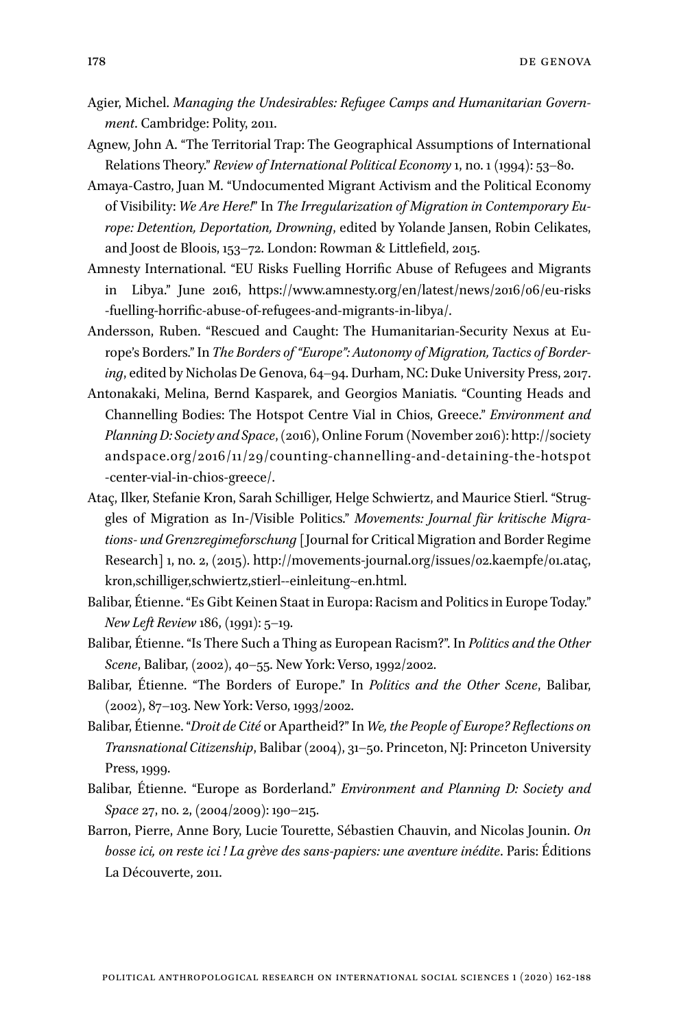Agier, Michel. *Managing the Undesirables: Refugee Camps and Humanitarian Government*. Cambridge: Polity, 2011.

Agnew, John A. "The Territorial Trap: The Geographical Assumptions of International Relations Theory." *Review of International Political Economy* 1, no. 1 (1994): 53–80.

Amaya-Castro, Juan M. "Undocumented Migrant Activism and the Political Economy of Visibility: *We Are Here!*" In *The Irregularization of Migration in Contemporary Europe: Detention, Deportation, Drowning*, edited by Yolande Jansen, Robin Celikates, and Joost de Bloois, 153–72. London: Rowman & Littlefield, 2015.

Amnesty International. "EU Risks Fuelling Horrific Abuse of Refugees and Migrants in Libya." June 2016, https://www.amnesty.org/en/latest/news/2016/06/eu-risks-fuelling-horrific-abuse-of-refugees-and-migrants-in-libya/.

Andersson, Ruben. "Rescued and Caught: The Humanitarian-Security Nexus at Europe's Borders." In *The Borders of "Europe": Autonomy of Migration, Tactics of Bordering*, edited by Nicholas De Genova, 64–94. Durham, NC: Duke University Press, 2017.

Antonakaki, Melina, Bernd Kasparek, and Georgios Maniatis. "Counting Heads and Channelling Bodies: The Hotspot Centre Vial in Chios, Greece." *Environment and Planning D: Society and Space*, (2016), Online Forum (November 2016): http://societyandspace.org/2016/11/29/counting-channelling-and-detaining-the-hotspot-center-vial-in-chios-greece/.

Ataç, Ilker, Stefanie Kron, Sarah Schilliger, Helge Schwiertz, and Maurice Stierl. "Struggles of Migration as In-/Visible Politics." *Movements: Journal für kritische Migrations- und Grenzregimeforschung* [Journal for Critical Migration and Border Regime Research] 1, no. 2, (2015). http://movements-journal.org/issues/02.kaempfe/01.ataç,kron,schilliger,schwiertz,stierl--einleitung~en.html.

Balibar, Étienne. "Es Gibt Keinen Staat in Europa: Racism and Politics in Europe Today." *New Left Review* 186, (1991): 5–19.

Balibar, Étienne. "Is There Such a Thing as European Racism?". In *Politics and the Other Scene*, Balibar, (2002), 40–55. New York: Verso, 1992/2002.

Balibar, Étienne. "The Borders of Europe." In *Politics and the Other Scene*, Balibar, (2002), 87–103. New York: Verso, 1993/2002.

Balibar, Étienne. "*Droit de Cité* or Apartheid?" In *We, the People of Europe? Reflections on Transnational Citizenship*, Balibar (2004), 31–50. Princeton, NJ: Princeton University Press, 1999.

Balibar, Étienne. "Europe as Borderland." *Environment and Planning D: Society and Space* 27, no. 2, (2004/2009): 190–215.

Barron, Pierre, Anne Bory, Lucie Tourette, Sébastien Chauvin, and Nicolas Jounin. *On bosse ici, on reste ici ! La grève des sans-papiers: une aventure inédite*. Paris: Éditions La Découverte, 2011.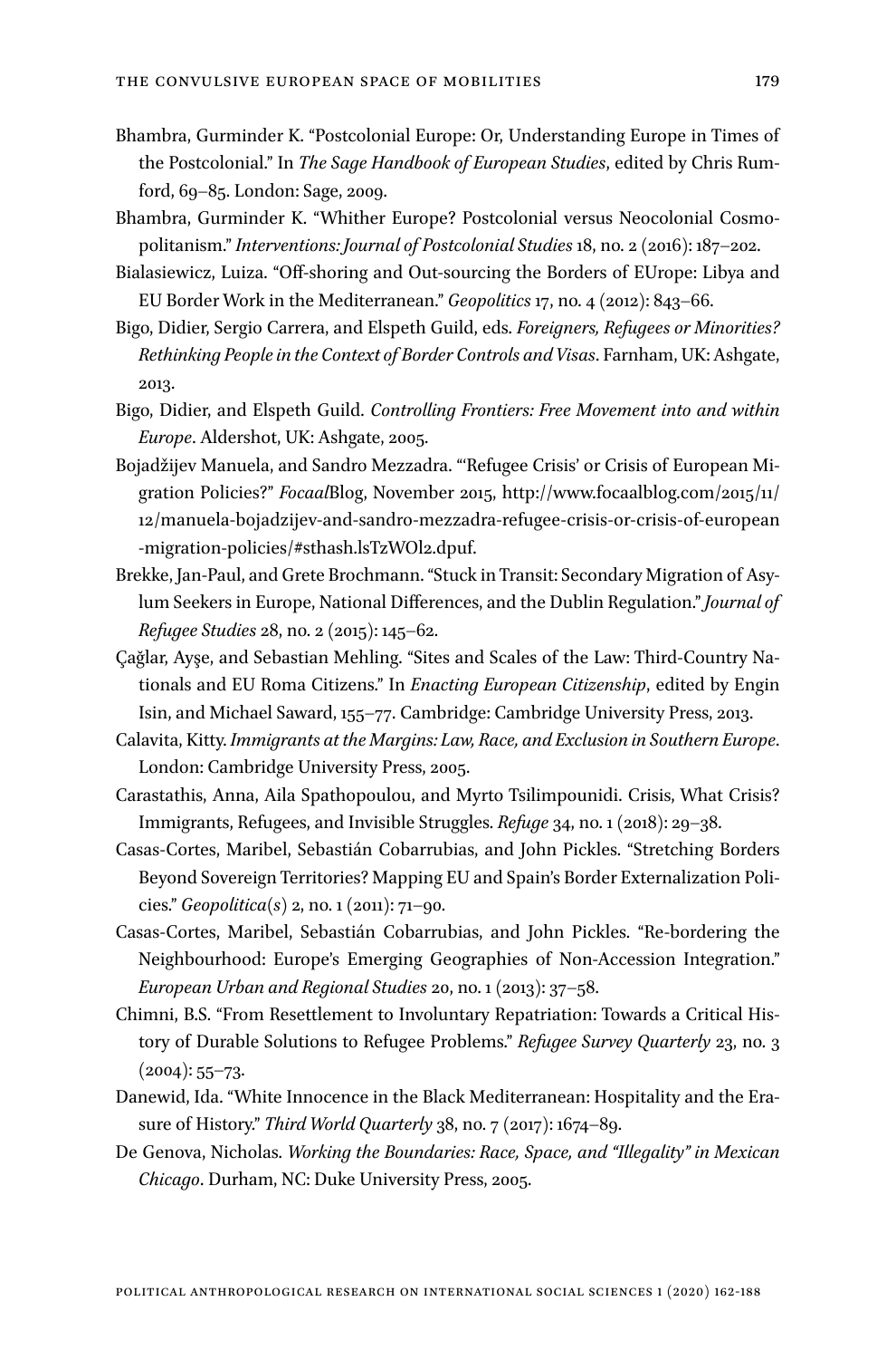Bhambra, Gurminder K. "Postcolonial Europe: Or, Understanding Europe in Times of the Postcolonial." In *The Sage Handbook of European Studies*, edited by Chris Rumford, 69–85. London: Sage, 2009.

Bhambra, Gurminder K. "Whither Europe? Postcolonial versus Neocolonial Cosmopolitanism." *Interventions: Journal of Postcolonial Studies* 18, no. 2 (2016): 187–202.

Bialasiewicz, Luiza. "Off-shoring and Out-sourcing the Borders of EUrope: Libya and EU Border Work in the Mediterranean." *Geopolitics* 17, no. 4 (2012): 843–66.

Bigo, Didier, Sergio Carrera, and Elspeth Guild, eds. *Foreigners, Refugees or Minorities? Rethinking People in the Context of Border Controls and Visas*. Farnham, UK: Ashgate, 2013.

Bigo, Didier, and Elspeth Guild. *Controlling Frontiers: Free Movement into and within Europe*. Aldershot, UK: Ashgate, 2005.

Bojadžijev Manuela, and Sandro Mezzadra. "'Refugee Crisis' or Crisis of European Migration Policies?" *Focaal*Blog, November 2015, http://www.focaalblog.com/2015/11/12/manuela-bojadzijev-and-sandro-mezzadra-refugee-crisis-or-crisis-of-european-migration-policies/#sthash.lsTzWOl2.dpuf.

Brekke, Jan-Paul, and Grete Brochmann. "Stuck in Transit: Secondary Migration of Asylum Seekers in Europe, National Differences, and the Dublin Regulation." *Journal of Refugee Studies* 28, no. 2 (2015): 145–62.

Çağlar, Ayşe, and Sebastian Mehling. "Sites and Scales of the Law: Third-Country Nationals and EU Roma Citizens." In *Enacting European Citizenship*, edited by Engin Isin, and Michael Saward, 155–77. Cambridge: Cambridge University Press, 2013.

Calavita, Kitty. *Immigrants at the Margins: Law, Race, and Exclusion in Southern Europe*. London: Cambridge University Press, 2005.

Carastathis, Anna, Aila Spathopoulou, and Myrto Tsilimpounidi. Crisis, What Crisis? Immigrants, Refugees, and Invisible Struggles. *Refuge* 34, no. 1 (2018): 29–38.

Casas-Cortes, Maribel, Sebastián Cobarrubias, and John Pickles. "Stretching Borders Beyond Sovereign Territories? Mapping EU and Spain's Border Externalization Policies." *Geopolitica(s)* 2, no. 1 (2011): 71–90.

Casas-Cortes, Maribel, Sebastián Cobarrubias, and John Pickles. "Re-bordering the Neighbourhood: Europe's Emerging Geographies of Non-Accession Integration." *European Urban and Regional Studies* 20, no. 1 (2013): 37–58.

Chimni, B.S. "From Resettlement to Involuntary Repatriation: Towards a Critical History of Durable Solutions to Refugee Problems." *Refugee Survey Quarterly* 23, no. 3 (2004): 55–73.

Danewid, Ida. "White Innocence in the Black Mediterranean: Hospitality and the Erasure of History." *Third World Quarterly* 38, no. 7 (2017): 1674–89.

De Genova, Nicholas. *Working the Boundaries: Race, Space, and "Illegality" in Mexican Chicago*. Durham, NC: Duke University Press, 2005.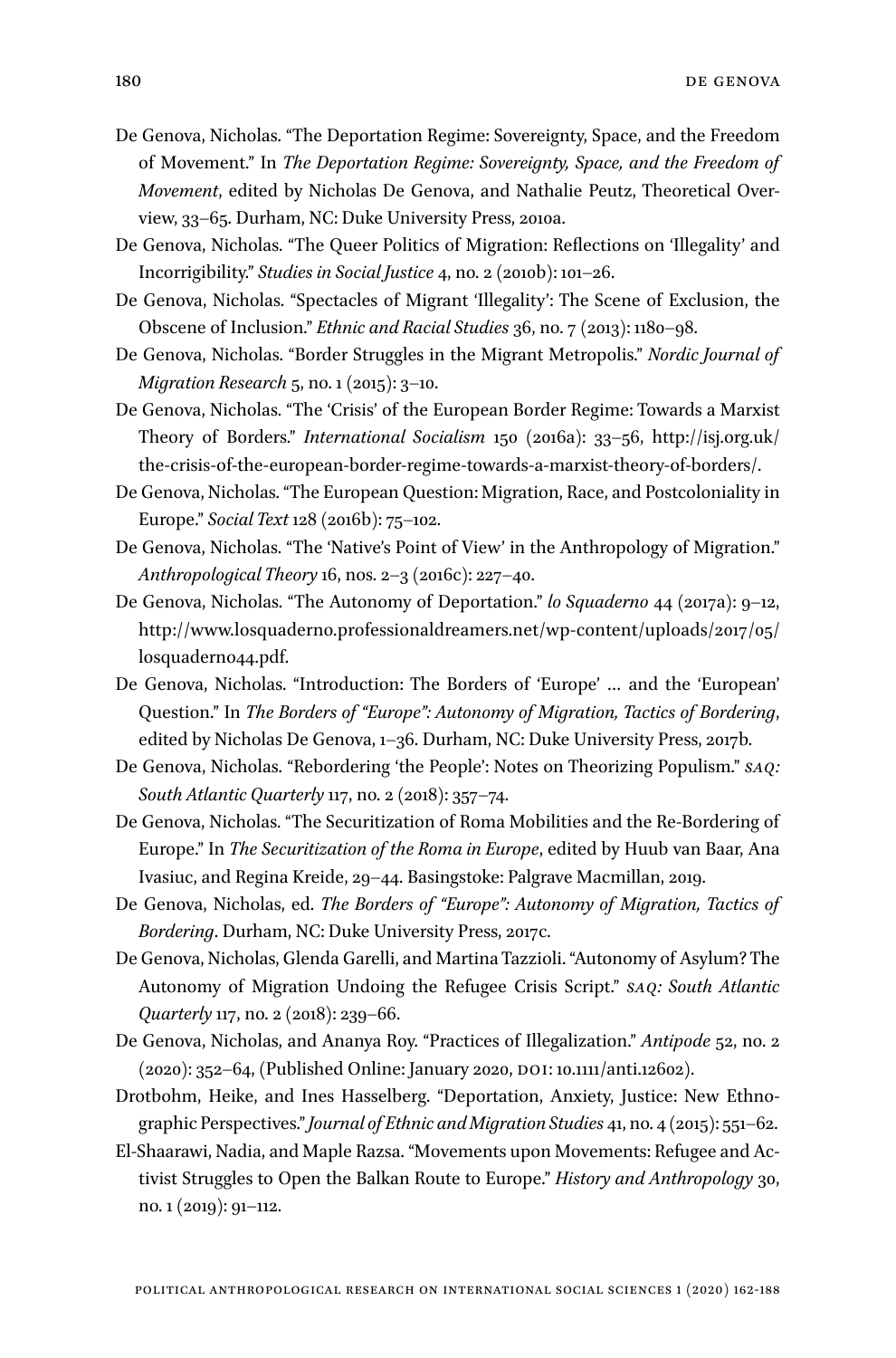De Genova, Nicholas. "The Deportation Regime: Sovereignty, Space, and the Freedom of Movement." In *The Deportation Regime: Sovereignty, Space, and the Freedom of Movement*, edited by Nicholas De Genova, and Nathalie Peutz, Theoretical Overview, 33–65. Durham, NC: Duke University Press, 2010a.

De Genova, Nicholas. "The Queer Politics of Migration: Reflections on 'Illegality' and Incorrigibility." *Studies in Social Justice* 4, no. 2 (2010b): 101–26.

De Genova, Nicholas. "Spectacles of Migrant 'Illegality': The Scene of Exclusion, the Obscene of Inclusion." *Ethnic and Racial Studies* 36, no. 7 (2013): 1180–98.

De Genova, Nicholas. "Border Struggles in the Migrant Metropolis." *Nordic Journal of Migration Research* 5, no. 1 (2015): 3–10.

De Genova, Nicholas. "The 'Crisis' of the European Border Regime: Towards a Marxist Theory of Borders." *International Socialism* 150 (2016a): 33–56, http://isj.org.uk/the-crisis-of-the-european-border-regime-towards-a-marxist-theory-of-borders/.

De Genova, Nicholas. "The European Question: Migration, Race, and Postcoloniality in Europe." *Social Text* 128 (2016b): 75–102.

De Genova, Nicholas. "The 'Native's Point of View' in the Anthropology of Migration." *Anthropological Theory* 16, nos. 2–3 (2016c): 227–40.

De Genova, Nicholas. "The Autonomy of Deportation." *lo Squaderno* 44 (2017a): 9–12, http://www.losquaderno.professionaldreamers.net/wp-content/uploads/2017/05/losquaderno44.pdf.

De Genova, Nicholas. "Introduction: The Borders of 'Europe' … and the 'European' Question." In *The Borders of "Europe": Autonomy of Migration, Tactics of Bordering*, edited by Nicholas De Genova, 1–36. Durham, NC: Duke University Press, 2017b.

De Genova, Nicholas. "Rebordering 'the People': Notes on Theorizing Populism." *SAQ: South Atlantic Quarterly* 117, no. 2 (2018): 357–74.

De Genova, Nicholas. "The Securitization of Roma Mobilities and the Re-Bordering of Europe." In *The Securitization of the Roma in Europe*, edited by Huub van Baar, Ana Ivasiuc, and Regina Kreide, 29–44. Basingstoke: Palgrave Macmillan, 2019.

De Genova, Nicholas, ed. *The Borders of "Europe": Autonomy of Migration, Tactics of Bordering*. Durham, NC: Duke University Press, 2017c.

De Genova, Nicholas, Glenda Garelli, and Martina Tazzioli. "Autonomy of Asylum? The Autonomy of Migration Undoing the Refugee Crisis Script." *SAQ: South Atlantic Quarterly* 117, no. 2 (2018): 239–66.

De Genova, Nicholas, and Ananya Roy. "Practices of Illegalization." *Antipode* 52, no. 2 (2020): 352–64, (Published Online: January 2020, DOI: 10.1111/anti.12602).

Drotbohm, Heike, and Ines Hasselberg. "Deportation, Anxiety, Justice: New Ethnographic Perspectives." *Journal of Ethnic and Migration Studies* 41, no. 4 (2015): 551–62.

El-Shaarawi, Nadia, and Maple Razsa. "Movements upon Movements: Refugee and Activist Struggles to Open the Balkan Route to Europe." *History and Anthropology* 30, no. 1 (2019): 91–112.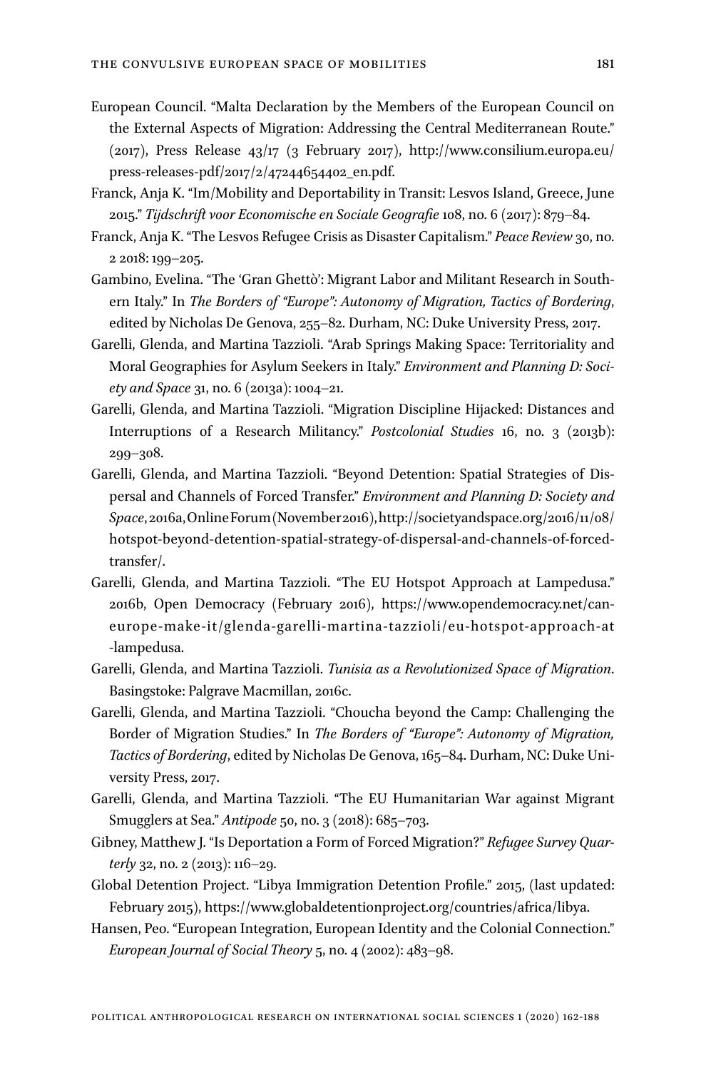European Council. "Malta Declaration by the Members of the European Council on the External Aspects of Migration: Addressing the Central Mediterranean Route." (2017), Press Release 43/17 (3 February 2017), http://www.consilium.europa.eu/press-releases-pdf/2017/2/47244654402_en.pdf.

Franck, Anja K. "Im/Mobility and Deportability in Transit: Lesvos Island, Greece, June 2015." *Tijdschrift voor Economische en Sociale Geografie* 108, no. 6 (2017): 879–84.

Franck, Anja K. "The Lesvos Refugee Crisis as Disaster Capitalism." *Peace Review* 30, no. 2 2018: 199–205.

Gambino, Evelina. "The 'Gran Ghettò': Migrant Labor and Militant Research in Southern Italy." In *The Borders of "Europe": Autonomy of Migration, Tactics of Bordering*, edited by Nicholas De Genova, 255–82. Durham, NC: Duke University Press, 2017.

Garelli, Glenda, and Martina Tazzioli. "Arab Springs Making Space: Territoriality and Moral Geographies for Asylum Seekers in Italy." *Environment and Planning D: Society and Space* 31, no. 6 (2013a): 1004–21.

Garelli, Glenda, and Martina Tazzioli. "Migration Discipline Hijacked: Distances and Interruptions of a Research Militancy." *Postcolonial Studies* 16, no. 3 (2013b): 299–308.

Garelli, Glenda, and Martina Tazzioli. "Beyond Detention: Spatial Strategies of Dispersal and Channels of Forced Transfer." *Environment and Planning D: Society and Space*, 2016a, Online Forum (November 2016), http://societyandspace.org/2016/11/08/hotspot-beyond-detention-spatial-strategy-of-dispersal-and-channels-of-forced-transfer/.

Garelli, Glenda, and Martina Tazzioli. "The EU Hotspot Approach at Lampedusa." 2016b, Open Democracy (February 2016), https://www.opendemocracy.net/can-europe-make-it/glenda-garelli-martina-tazzioli/eu-hotspot-approach-at-lampedusa.

Garelli, Glenda, and Martina Tazzioli. *Tunisia as a Revolutionized Space of Migration*. Basingstoke: Palgrave Macmillan, 2016c.

Garelli, Glenda, and Martina Tazzioli. "Choucha beyond the Camp: Challenging the Border of Migration Studies." In *The Borders of "Europe": Autonomy of Migration, Tactics of Bordering*, edited by Nicholas De Genova, 165–84. Durham, NC: Duke University Press, 2017.

Garelli, Glenda, and Martina Tazzioli. "The EU Humanitarian War against Migrant Smugglers at Sea." *Antipode* 50, no. 3 (2018): 685–703.

Gibney, Matthew J. "Is Deportation a Form of Forced Migration?" *Refugee Survey Quarterly* 32, no. 2 (2013): 116–29.

Global Detention Project. "Libya Immigration Detention Profile." 2015, (last updated: February 2015), https://www.globaldetentionproject.org/countries/africa/libya.

Hansen, Peo. "European Integration, European Identity and the Colonial Connection." *European Journal of Social Theory* 5, no. 4 (2002): 483–98.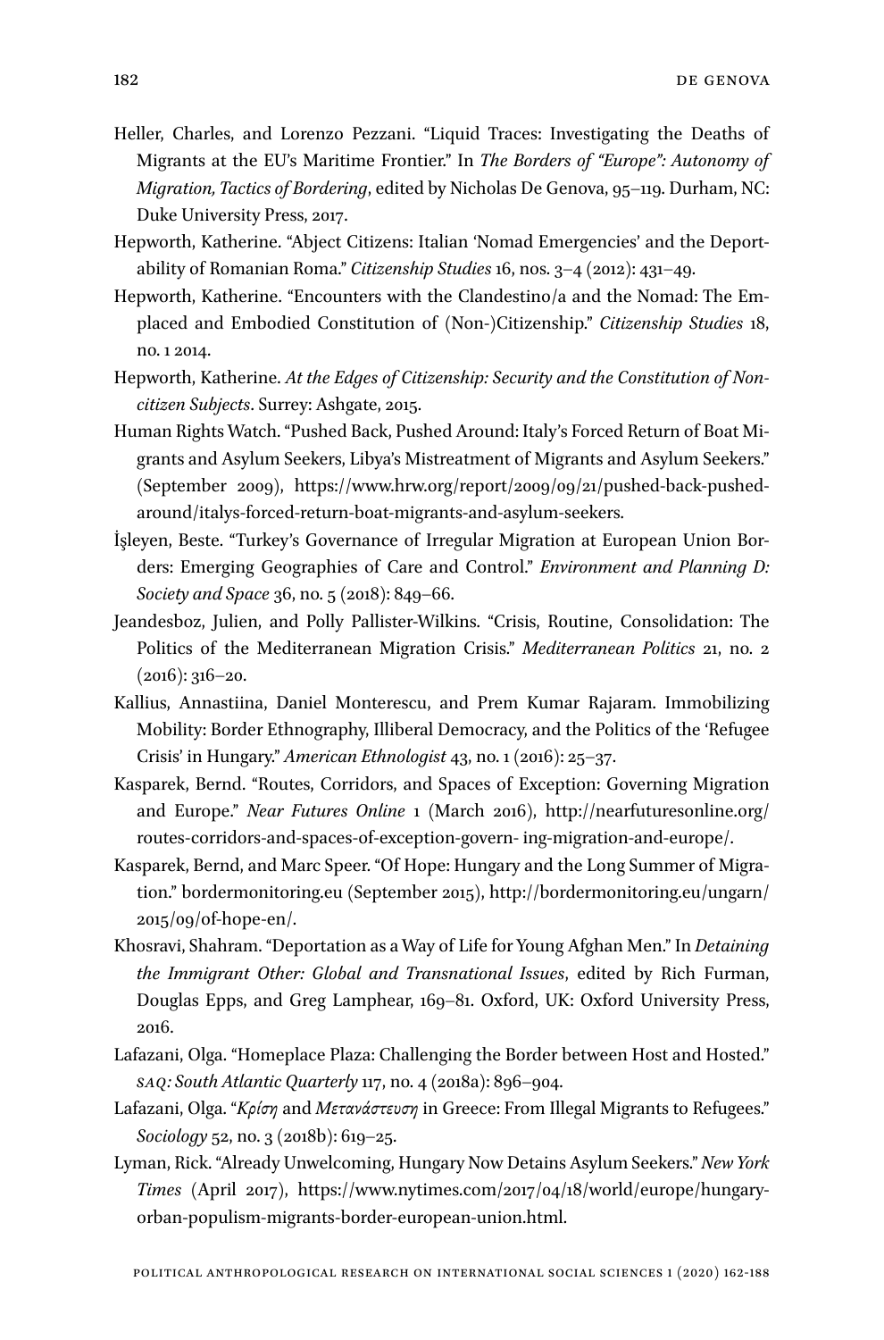Heller, Charles, and Lorenzo Pezzani. "Liquid Traces: Investigating the Deaths of Migrants at the EU's Maritime Frontier." In *The Borders of "Europe": Autonomy of Migration, Tactics of Bordering*, edited by Nicholas De Genova, 95–119. Durham, NC: Duke University Press, 2017.

Hepworth, Katherine. "Abject Citizens: Italian 'Nomad Emergencies' and the Deportability of Romanian Roma." *Citizenship Studies* 16, nos. 3–4 (2012): 431–49.

Hepworth, Katherine. "Encounters with the Clandestino/a and the Nomad: The Emplaced and Embodied Constitution of (Non-)Citizenship." *Citizenship Studies* 18, no. 1 2014.

Hepworth, Katherine. *At the Edges of Citizenship: Security and the Constitution of Non-citizen Subjects*. Surrey: Ashgate, 2015.

Human Rights Watch. "Pushed Back, Pushed Around: Italy's Forced Return of Boat Migrants and Asylum Seekers, Libya's Mistreatment of Migrants and Asylum Seekers." (September 2009), https://www.hrw.org/report/2009/09/21/pushed-back-pushed-around/italys-forced-return-boat-migrants-and-asylum-seekers.

İşleyen, Beste. "Turkey's Governance of Irregular Migration at European Union Borders: Emerging Geographies of Care and Control." *Environment and Planning D: Society and Space* 36, no. 5 (2018): 849–66.

Jeandesboz, Julien, and Polly Pallister-Wilkins. "Crisis, Routine, Consolidation: The Politics of the Mediterranean Migration Crisis." *Mediterranean Politics* 21, no. 2 (2016): 316–20.

Kallius, Annastiina, Daniel Monterescu, and Prem Kumar Rajaram. Immobilizing Mobility: Border Ethnography, Illiberal Democracy, and the Politics of the 'Refugee Crisis' in Hungary." *American Ethnologist* 43, no. 1 (2016): 25–37.

Kasparek, Bernd. "Routes, Corridors, and Spaces of Exception: Governing Migration and Europe." *Near Futures Online* 1 (March 2016), http://nearfuturesonline.org/routes-corridors-and-spaces-of-exception-govern- ing-migration-and-europe/.

Kasparek, Bernd, and Marc Speer. "Of Hope: Hungary and the Long Summer of Migration." bordermonitoring.eu (September 2015), http://bordermonitoring.eu/ungarn/2015/09/of-hope-en/.

Khosravi, Shahram. "Deportation as a Way of Life for Young Afghan Men." In *Detaining the Immigrant Other: Global and Transnational Issues*, edited by Rich Furman, Douglas Epps, and Greg Lamphear, 169–81. Oxford, UK: Oxford University Press, 2016.

Lafazani, Olga. "Homeplace Plaza: Challenging the Border between Host and Hosted." *SAQ: South Atlantic Quarterly* 117, no. 4 (2018a): 896–904.

Lafazani, Olga. "*Κρίση* and *Μετανάστευση* in Greece: From Illegal Migrants to Refugees." *Sociology* 52, no. 3 (2018b): 619–25.

Lyman, Rick. "Already Unwelcoming, Hungary Now Detains Asylum Seekers." *New York Times* (April 2017), https://www.nytimes.com/2017/04/18/world/europe/hungary-orban-populism-migrants-border-european-union.html.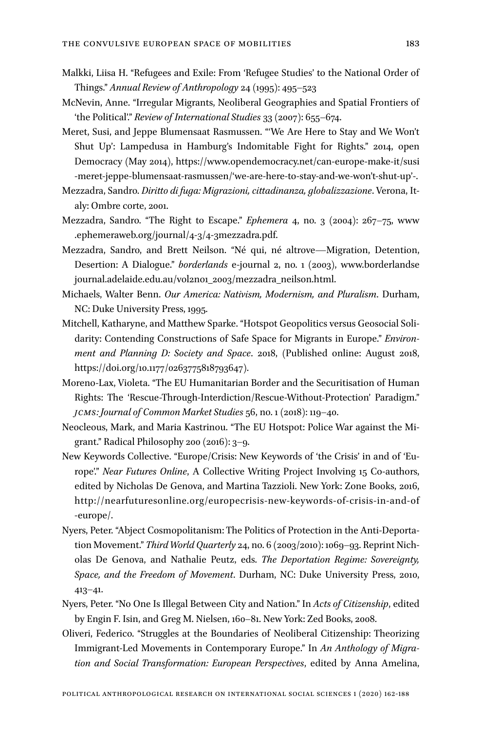Malkki, Liisa H. "Refugees and Exile: From 'Refugee Studies' to the National Order of Things." *Annual Review of Anthropology* 24 (1995): 495–523

McNevin, Anne. "Irregular Migrants, Neoliberal Geographies and Spatial Frontiers of 'the Political'." *Review of International Studies* 33 (2007): 655–674.

Meret, Susi, and Jeppe Blumensaat Rasmussen. "'We Are Here to Stay and We Won't Shut Up': Lampedusa in Hamburg's Indomitable Fight for Rights." 2014, open Democracy (May 2014), https://www.opendemocracy.net/can-europe-make-it/susi-meret-jeppe-blumensaat-rasmussen/'we-are-here-to-stay-and-we-won't-shut-up'-.

Mezzadra, Sandro. *Diritto di fuga: Migrazioni, cittadinanza, globalizzazione*. Verona, Italy: Ombre corte, 2001.

Mezzadra, Sandro. "The Right to Escape." *Ephemera* 4, no. 3 (2004): 267–75, www.ephemeraweb.org/journal/4-3/4-3mezzadra.pdf.

Mezzadra, Sandro, and Brett Neilson. "Né qui, né altrove—Migration, Detention, Desertion: A Dialogue." *borderlands* e-journal 2, no. 1 (2003), www.borderlandsejournal.adelaide.edu.au/vol2no1_2003/mezzadra_neilson.html.

Michaels, Walter Benn. *Our America: Nativism, Modernism, and Pluralism*. Durham, NC: Duke University Press, 1995.

Mitchell, Katharyne, and Matthew Sparke. "Hotspot Geopolitics versus Geosocial Solidarity: Contending Constructions of Safe Space for Migrants in Europe." *Environment and Planning D: Society and Space*. 2018, (Published online: August 2018, https://doi.org/10.1177/0263775818793647).

Moreno-Lax, Violeta. "The EU Humanitarian Border and the Securitisation of Human Rights: The 'Rescue-Through-Interdiction/Rescue-Without-Protection' Paradigm." *JCMS: Journal of Common Market Studies* 56, no. 1 (2018): 119–40.

Neocleous, Mark, and Maria Kastrinou. "The EU Hotspot: Police War against the Migrant." Radical Philosophy 200 (2016): 3–9.

New Keywords Collective. "Europe/Crisis: New Keywords of 'the Crisis' in and of 'Europe'." *Near Futures Online*, A Collective Writing Project Involving 15 Co-authors, edited by Nicholas De Genova, and Martina Tazzioli. New York: Zone Books, 2016, http://nearfuturesonline.org/europecrisis-new-keywords-of-crisis-in-and-of-europe/.

Nyers, Peter. "Abject Cosmopolitanism: The Politics of Protection in the Anti-Deportation Movement." *Third World Quarterly* 24, no. 6 (2003/2010): 1069–93. Reprint Nicholas De Genova, and Nathalie Peutz, eds. *The Deportation Regime: Sovereignty, Space, and the Freedom of Movement*. Durham, NC: Duke University Press, 2010, 413–41.

Nyers, Peter. "No One Is Illegal Between City and Nation." In *Acts of Citizenship*, edited by Engin F. Isin, and Greg M. Nielsen, 160–81. New York: Zed Books, 2008.

Oliveri, Federico. "Struggles at the Boundaries of Neoliberal Citizenship: Theorizing Immigrant-Led Movements in Contemporary Europe." In *An Anthology of Migration and Social Transformation: European Perspectives*, edited by Anna Amelina,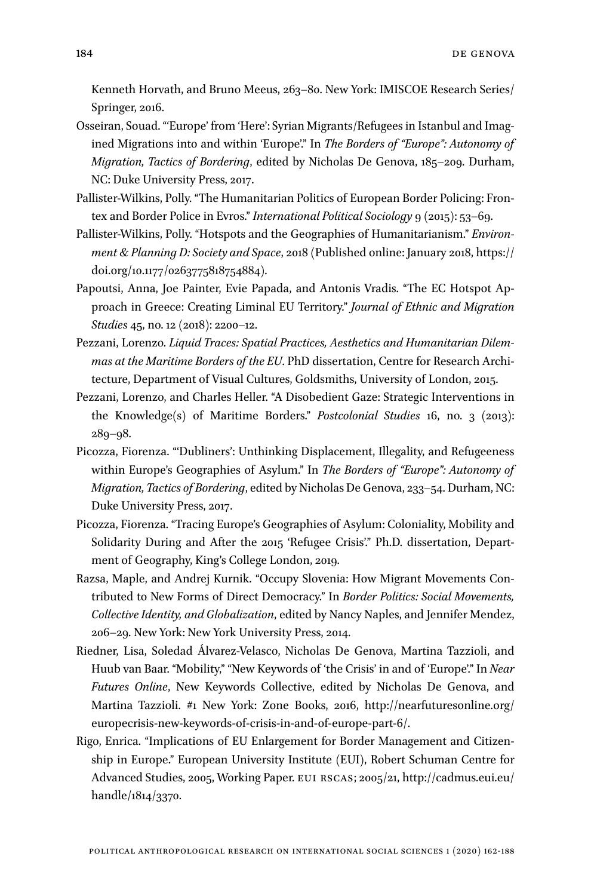Kenneth Horvath, and Bruno Meeus, 263–80. New York: IMISCOE Research Series/ Springer, 2016.

Osseiran, Souad. "'Europe' from 'Here': Syrian Migrants/Refugees in Istanbul and Imagined Migrations into and within 'Europe'." In *The Borders of "Europe": Autonomy of Migration, Tactics of Bordering*, edited by Nicholas De Genova, 185–209. Durham, NC: Duke University Press, 2017.

Pallister-Wilkins, Polly. "The Humanitarian Politics of European Border Policing: Frontex and Border Police in Evros." *International Political Sociology* 9 (2015): 53–69.

Pallister-Wilkins, Polly. "Hotspots and the Geographies of Humanitarianism." *Environment & Planning D: Society and Space*, 2018 (Published online: January 2018, https://doi.org/10.1177/0263775818754884).

Papoutsi, Anna, Joe Painter, Evie Papada, and Antonis Vradis. "The EC Hotspot Approach in Greece: Creating Liminal EU Territory." *Journal of Ethnic and Migration Studies* 45, no. 12 (2018): 2200–12.

Pezzani, Lorenzo. *Liquid Traces: Spatial Practices, Aesthetics and Humanitarian Dilemmas at the Maritime Borders of the EU*. PhD dissertation, Centre for Research Architecture, Department of Visual Cultures, Goldsmiths, University of London, 2015.

Pezzani, Lorenzo, and Charles Heller. "A Disobedient Gaze: Strategic Interventions in the Knowledge(s) of Maritime Borders." *Postcolonial Studies* 16, no. 3 (2013): 289–98.

Picozza, Fiorenza. "'Dubliners': Unthinking Displacement, Illegality, and Refugeeness within Europe's Geographies of Asylum." In *The Borders of "Europe": Autonomy of Migration, Tactics of Bordering*, edited by Nicholas De Genova, 233–54. Durham, NC: Duke University Press, 2017.

Picozza, Fiorenza. "Tracing Europe's Geographies of Asylum: Coloniality, Mobility and Solidarity During and After the 2015 'Refugee Crisis'." Ph.D. dissertation, Department of Geography, King's College London, 2019.

Razsa, Maple, and Andrej Kurnik. "Occupy Slovenia: How Migrant Movements Contributed to New Forms of Direct Democracy." In *Border Politics: Social Movements, Collective Identity, and Globalization*, edited by Nancy Naples, and Jennifer Mendez, 206–29. New York: New York University Press, 2014.

Riedner, Lisa, Soledad Álvarez-Velasco, Nicholas De Genova, Martina Tazzioli, and Huub van Baar. "Mobility," "New Keywords of 'the Crisis' in and of 'Europe'." In *Near Futures Online*, New Keywords Collective, edited by Nicholas De Genova, and Martina Tazzioli. #1 New York: Zone Books, 2016, http://nearfuturesonline.org/europecrisis-new-keywords-of-crisis-in-and-of-europe-part-6/.

Rigo, Enrica. "Implications of EU Enlargement for Border Management and Citizenship in Europe." European University Institute (EUI), Robert Schuman Centre for Advanced Studies, 2005, Working Paper. EUI RSCAS; 2005/21, http://cadmus.eui.eu/handle/1814/3370.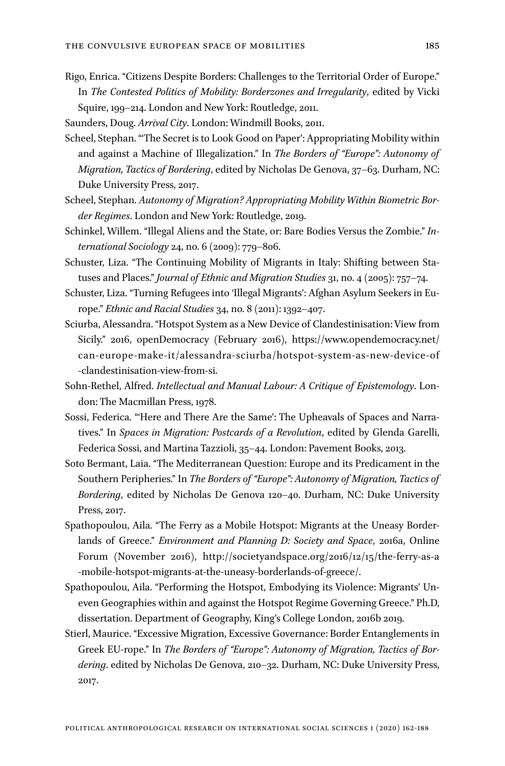Rigo, Enrica. "Citizens Despite Borders: Challenges to the Territorial Order of Europe." In *The Contested Politics of Mobility: Borderzones and Irregularity*, edited by Vicki Squire, 199–214. London and New York: Routledge, 2011.

Saunders, Doug. *Arrival City*. London: Windmill Books, 2011.

Scheel, Stephan. "'The Secret is to Look Good on Paper': Appropriating Mobility within and against a Machine of Illegalization." In *The Borders of "Europe": Autonomy of Migration, Tactics of Bordering*, edited by Nicholas De Genova, 37–63. Durham, NC: Duke University Press, 2017.

Scheel, Stephan. *Autonomy of Migration? Appropriating Mobility Within Biometric Border Regimes*. London and New York: Routledge, 2019.

Schinkel, Willem. "Illegal Aliens and the State, or: Bare Bodies Versus the Zombie." *International Sociology* 24, no. 6 (2009): 779–806.

Schuster, Liza. "The Continuing Mobility of Migrants in Italy: Shifting between Statuses and Places." *Journal of Ethnic and Migration Studies* 31, no. 4 (2005): 757–74.

Schuster, Liza. "Turning Refugees into 'Illegal Migrants': Afghan Asylum Seekers in Europe." *Ethnic and Racial Studies* 34, no. 8 (2011): 1392–407.

Sciurba, Alessandra. "Hotspot System as a New Device of Clandestinisation: View from Sicily." 2016, openDemocracy (February 2016), https://www.opendemocracy.net/can-europe-make-it/alessandra-sciurba/hotspot-system-as-new-device-of-clandestinisation-view-from-si.

Sohn-Rethel, Alfred. *Intellectual and Manual Labour: A Critique of Epistemology*. London: The Macmillan Press, 1978.

Sossi, Federica. "'Here and There Are the Same': The Upheavals of Spaces and Narratives." In *Spaces in Migration: Postcards of a Revolution*, edited by Glenda Garelli, Federica Sossi, and Martina Tazzioli, 35–44. London: Pavement Books, 2013.

Soto Bermant, Laia. "The Mediterranean Question: Europe and its Predicament in the Southern Peripheries." In *The Borders of "Europe": Autonomy of Migration, Tactics of Bordering*, edited by Nicholas De Genova 120–40. Durham, NC: Duke University Press, 2017.

Spathopoulou, Aila. "The Ferry as a Mobile Hotspot: Migrants at the Uneasy Borderlands of Greece." *Environment and Planning D: Society and Space*, 2016a, Online Forum (November 2016), http://societyandspace.org/2016/12/15/the-ferry-as-a-mobile-hotspot-migrants-at-the-uneasy-borderlands-of-greece/.

Spathopoulou, Aila. "Performing the Hotspot, Embodying its Violence: Migrants' Uneven Geographies within and against the Hotspot Regime Governing Greece." Ph.D, dissertation. Department of Geography, King's College London, 2016b 2019.

Stierl, Maurice. "Excessive Migration, Excessive Governance: Border Entanglements in Greek EU-rope." In *The Borders of "Europe": Autonomy of Migration, Tactics of Bordering*. edited by Nicholas De Genova, 210–32. Durham, NC: Duke University Press, 2017.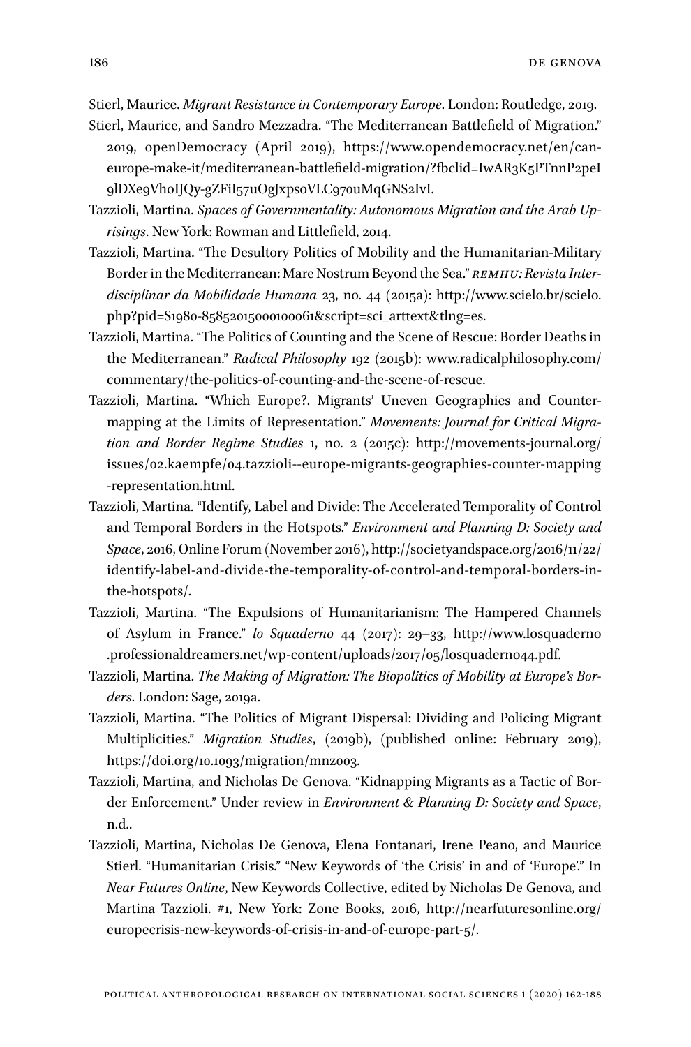Stierl, Maurice. *Migrant Resistance in Contemporary Europe*. London: Routledge, 2019.

Stierl, Maurice, and Sandro Mezzadra. "The Mediterranean Battlefield of Migration." 2019, openDemocracy (April 2019), https://www.opendemocracy.net/en/can-europe-make-it/mediterranean-battlefield-migration/?fbclid=IwAR3K5PTnnP2peI9lDXe9VhoIJQy-gZFiI57uOgJxps0VLC970uMqGNS2IvI.

Tazzioli, Martina. *Spaces of Governmentality: Autonomous Migration and the Arab Uprisings*. New York: Rowman and Littlefield, 2014.

Tazzioli, Martina. "The Desultory Politics of Mobility and the Humanitarian-Military Border in the Mediterranean: Mare Nostrum Beyond the Sea." *REMHU: Revista Interdisciplinar da Mobilidade Humana* 23, no. 44 (2015a): http://www.scielo.br/scielo.php?pid=S1980-85852015000100061&script=sci_arttext&tlng=es.

Tazzioli, Martina. "The Politics of Counting and the Scene of Rescue: Border Deaths in the Mediterranean." *Radical Philosophy* 192 (2015b): www.radicalphilosophy.com/commentary/the-politics-of-counting-and-the-scene-of-rescue.

Tazzioli, Martina. "Which Europe?. Migrants' Uneven Geographies and Counter-mapping at the Limits of Representation." *Movements: Journal for Critical Migration and Border Regime Studies* 1, no. 2 (2015c): http://movements-journal.org/issues/02.kaempfe/04.tazzioli--europe-migrants-geographies-counter-mapping-representation.html.

Tazzioli, Martina. "Identify, Label and Divide: The Accelerated Temporality of Control and Temporal Borders in the Hotspots." *Environment and Planning D: Society and Space*, 2016, Online Forum (November 2016), http://societyandspace.org/2016/11/22/identify-label-and-divide-the-temporality-of-control-and-temporal-borders-in-the-hotspots/.

Tazzioli, Martina. "The Expulsions of Humanitarianism: The Hampered Channels of Asylum in France." *lo Squaderno* 44 (2017): 29–33, http://www.losquaderno.professionaldreamers.net/wp-content/uploads/2017/05/losquaderno44.pdf.

Tazzioli, Martina. *The Making of Migration: The Biopolitics of Mobility at Europe's Borders*. London: Sage, 2019a.

Tazzioli, Martina. "The Politics of Migrant Dispersal: Dividing and Policing Migrant Multiplicities." *Migration Studies*, (2019b), (published online: February 2019), https://doi.org/10.1093/migration/mnz003.

Tazzioli, Martina, and Nicholas De Genova. "Kidnapping Migrants as a Tactic of Border Enforcement." Under review in *Environment & Planning D: Society and Space*, n.d..

Tazzioli, Martina, Nicholas De Genova, Elena Fontanari, Irene Peano, and Maurice Stierl. "Humanitarian Crisis." "New Keywords of 'the Crisis' in and of 'Europe'." In *Near Futures Online*, New Keywords Collective, edited by Nicholas De Genova, and Martina Tazzioli. #1, New York: Zone Books, 2016, http://nearfuturesonline.org/europecrisis-new-keywords-of-crisis-in-and-of-europe-part-5/.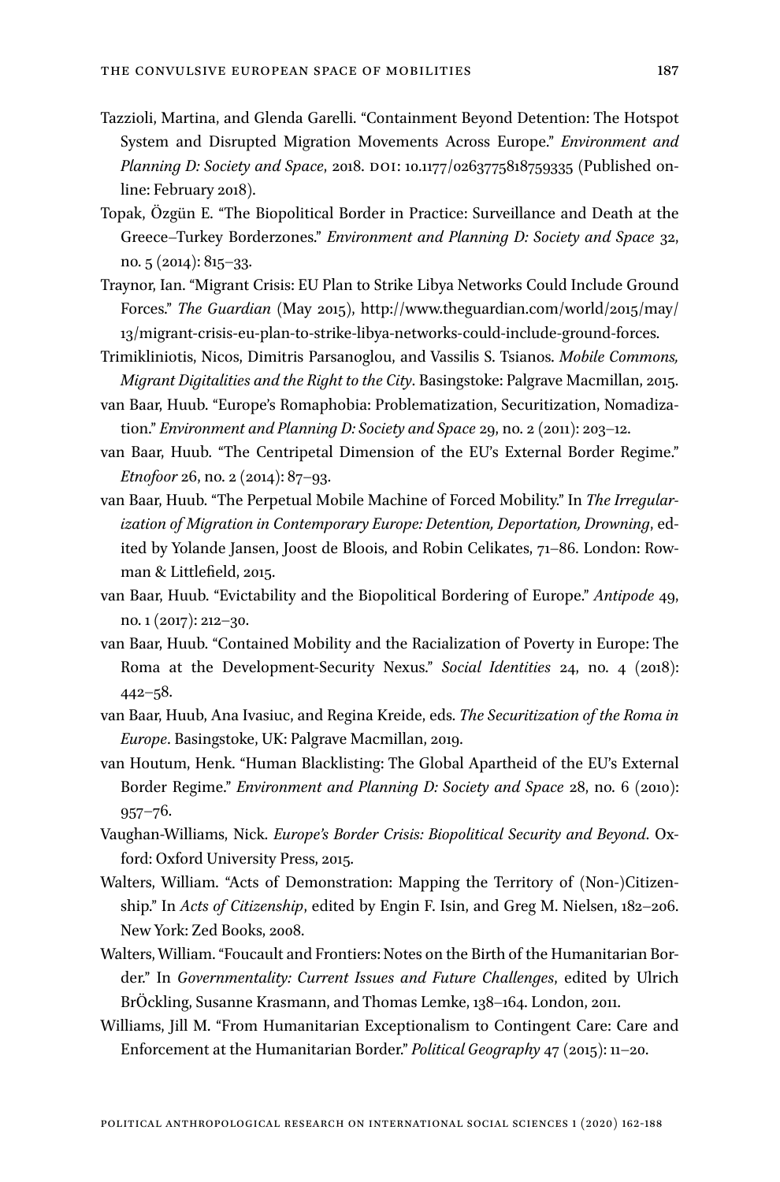Tazzioli, Martina, and Glenda Garelli. "Containment Beyond Detention: The Hotspot System and Disrupted Migration Movements Across Europe." *Environment and Planning D: Society and Space*, 2018. DOI: 10.1177/0263775818759335 (Published online: February 2018).

Topak, Özgün E. "The Biopolitical Border in Practice: Surveillance and Death at the Greece–Turkey Borderzones." *Environment and Planning D: Society and Space* 32, no. 5 (2014): 815–33.

Traynor, Ian. "Migrant Crisis: EU Plan to Strike Libya Networks Could Include Ground Forces." *The Guardian* (May 2015), http://www.theguardian.com/world/2015/may/13/migrant-crisis-eu-plan-to-strike-libya-networks-could-include-ground-forces.

Trimikliniotis, Nicos, Dimitris Parsanoglou, and Vassilis S. Tsianos. *Mobile Commons, Migrant Digitalities and the Right to the City*. Basingstoke: Palgrave Macmillan, 2015.

van Baar, Huub. "Europe's Romaphobia: Problematization, Securitization, Nomadization." *Environment and Planning D: Society and Space* 29, no. 2 (2011): 203–12.

van Baar, Huub. "The Centripetal Dimension of the EU's External Border Regime." *Etnofoor* 26, no. 2 (2014): 87–93.

van Baar, Huub. "The Perpetual Mobile Machine of Forced Mobility." In *The Irregularization of Migration in Contemporary Europe: Detention, Deportation, Drowning*, edited by Yolande Jansen, Joost de Bloois, and Robin Celikates, 71–86. London: Rowman & Littlefield, 2015.

van Baar, Huub. "Evictability and the Biopolitical Bordering of Europe." *Antipode* 49, no. 1 (2017): 212–30.

van Baar, Huub. "Contained Mobility and the Racialization of Poverty in Europe: The Roma at the Development-Security Nexus." *Social Identities* 24, no. 4 (2018): 442–58.

van Baar, Huub, Ana Ivasiuc, and Regina Kreide, eds. *The Securitization of the Roma in Europe*. Basingstoke, UK: Palgrave Macmillan, 2019.

van Houtum, Henk. "Human Blacklisting: The Global Apartheid of the EU's External Border Regime." *Environment and Planning D: Society and Space* 28, no. 6 (2010): 957–76.

Vaughan-Williams, Nick. *Europe's Border Crisis: Biopolitical Security and Beyond*. Oxford: Oxford University Press, 2015.

Walters, William. "Acts of Demonstration: Mapping the Territory of (Non-)Citizenship." In *Acts of Citizenship*, edited by Engin F. Isin, and Greg M. Nielsen, 182–206. New York: Zed Books, 2008.

Walters, William. "Foucault and Frontiers: Notes on the Birth of the Humanitarian Border." In *Governmentality: Current Issues and Future Challenges*, edited by Ulrich BrÖckling, Susanne Krasmann, and Thomas Lemke, 138–164. London, 2011.

Williams, Jill M. "From Humanitarian Exceptionalism to Contingent Care: Care and Enforcement at the Humanitarian Border." *Political Geography* 47 (2015): 11–20.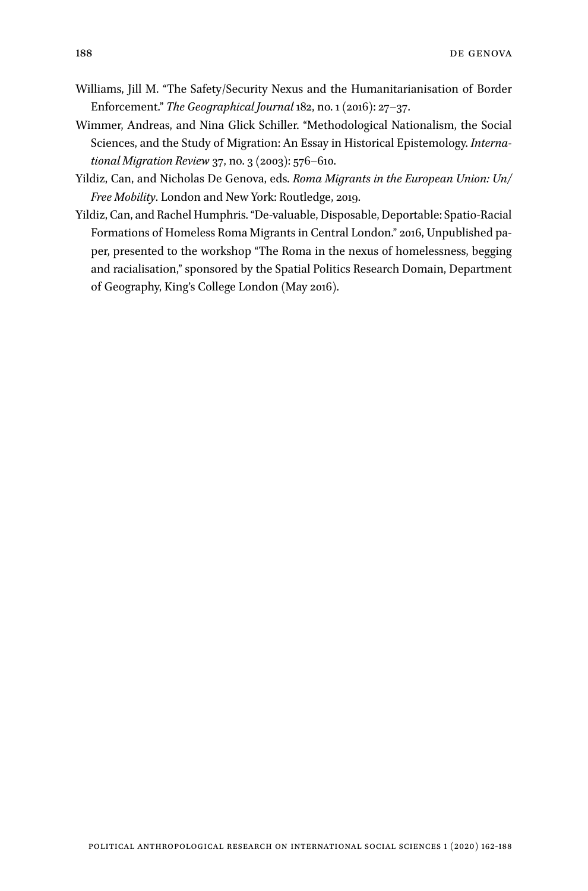Williams, Jill M. "The Safety/Security Nexus and the Humanitarianisation of Border Enforcement." *The Geographical Journal* 182, no. 1 (2016): 27–37.

Wimmer, Andreas, and Nina Glick Schiller. "Methodological Nationalism, the Social Sciences, and the Study of Migration: An Essay in Historical Epistemology. *International Migration Review* 37, no. 3 (2003): 576–610.

Yildiz, Can, and Nicholas De Genova, eds. *Roma Migrants in the European Union: Un/Free Mobility*. London and New York: Routledge, 2019.

Yildiz, Can, and Rachel Humphris. "De-valuable, Disposable, Deportable: Spatio-Racial Formations of Homeless Roma Migrants in Central London." 2016, Unpublished paper, presented to the workshop "The Roma in the nexus of homelessness, begging and racialisation," sponsored by the Spatial Politics Research Domain, Department of Geography, King's College London (May 2016).